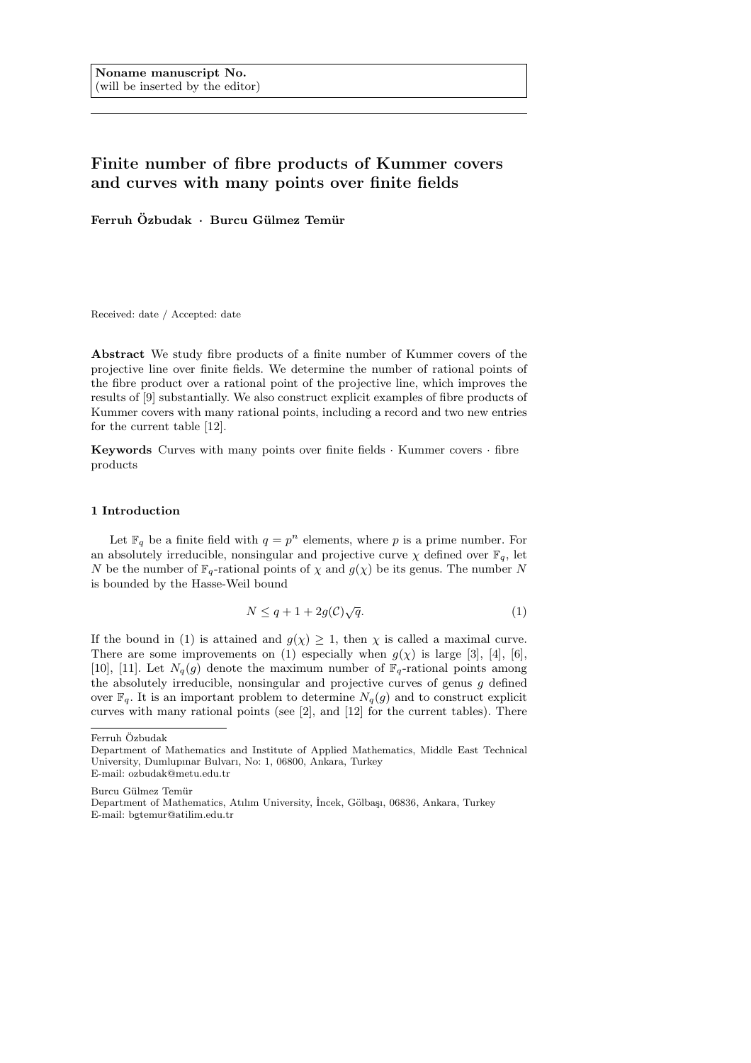**Noname manuscript No.**
(will be inserted by the editor)

# Finite number of fibre products of Kummer covers and curves with many points over finite fields

**Ferruh Özbudak · Burcu Gülmez Temür**

Received: date / Accepted: date

**Abstract** We study fibre products of a finite number of Kummer covers of the projective line over finite fields. We determine the number of rational points of the fibre product over a rational point of the projective line, which improves the results of [9] substantially. We also construct explicit examples of fibre products of Kummer covers with many rational points, including a record and two new entries for the current table [12].

**Keywords** Curves with many points over finite fields · Kummer covers · fibre products

## 1 Introduction

Let $\mathbb{F}_q$ be a finite field with $q = p^n$ elements, where $p$ is a prime number. For an absolutely irreducible, nonsingular and projective curve $\chi$ defined over $\mathbb{F}_q$, let $N$ be the number of $\mathbb{F}_q$-rational points of $\chi$ and $g(\chi)$ be its genus. The number $N$ is bounded by the Hasse-Weil bound

$$N \leq q + 1 + 2g(\mathcal{C})\sqrt{q}. \tag{1}$$

If the bound in (1) is attained and $g(\chi) \geq 1$, then $\chi$ is called a maximal curve. There are some improvements on (1) especially when $g(\chi)$ is large [3], [4], [6], [10], [11]. Let $N_q(g)$ denote the maximum number of $\mathbb{F}_q$-rational points among the absolutely irreducible, nonsingular and projective curves of genus $g$ defined over $\mathbb{F}_q$. It is an important problem to determine $N_q(g)$ and to construct explicit curves with many rational points (see [2], and [12] for the current tables). There

Ferruh Özbudak
Department of Mathematics and Institute of Applied Mathematics, Middle East Technical University, Dumlupınar Bulvarı, No: 1, 06800, Ankara, Turkey
E-mail: ozbudak@metu.edu.tr

Burcu Gülmez Temür
Department of Mathematics, Atılım University, İncek, Gölbaşı, 06836, Ankara, Turkey
E-mail: bgtemur@atilim.edu.tr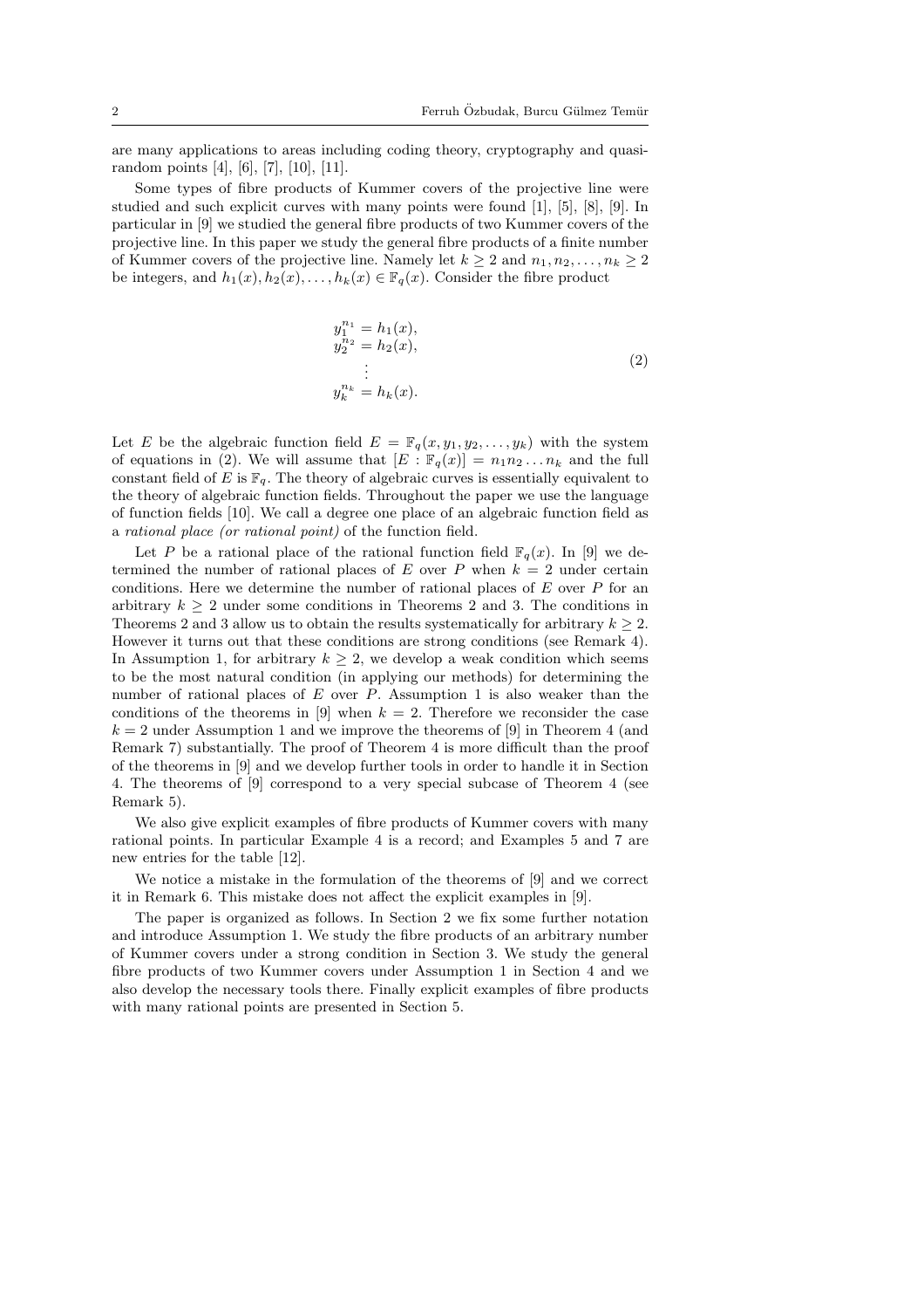are many applications to areas including coding theory, cryptography and quasi-random points [4], [6], [7], [10], [11].

Some types of fibre products of Kummer covers of the projective line were studied and such explicit curves with many points were found [1], [5], [8], [9]. In particular in [9] we studied the general fibre products of two Kummer covers of the projective line. In this paper we study the general fibre products of a finite number of Kummer covers of the projective line. Namely let $k \geq 2$ and $n_1, n_2, \ldots, n_k \geq 2$ be integers, and $h_1(x), h_2(x), \ldots, h_k(x) \in \mathbb{F}_q(x)$. Consider the fibre product

$$
\begin{aligned}
y_1^{n_1} &= h_1(x), \\
y_2^{n_2} &= h_2(x), \\
&\vdots \\
y_k^{n_k} &= h_k(x).
\end{aligned}
\tag{2}
$$

Let $E$ be the algebraic function field $E = \mathbb{F}_q(x, y_1, y_2, \ldots, y_k)$ with the system of equations in (2). We will assume that $[E : \mathbb{F}_q(x)] = n_1 n_2 \ldots n_k$ and the full constant field of $E$ is $\mathbb{F}_q$. The theory of algebraic curves is essentially equivalent to the theory of algebraic function fields. Throughout the paper we use the language of function fields [10]. We call a degree one place of an algebraic function field as a *rational place (or rational point)* of the function field.

Let $P$ be a rational place of the rational function field $\mathbb{F}_q(x)$. In [9] we determined the number of rational places of $E$ over $P$ when $k = 2$ under certain conditions. Here we determine the number of rational places of $E$ over $P$ for an arbitrary $k \geq 2$ under some conditions in Theorems 2 and 3. The conditions in Theorems 2 and 3 allow us to obtain the results systematically for arbitrary $k \geq 2$. However it turns out that these conditions are strong conditions (see Remark 4). In Assumption 1, for arbitrary $k \geq 2$, we develop a weak condition which seems to be the most natural condition (in applying our methods) for determining the number of rational places of $E$ over $P$. Assumption 1 is also weaker than the conditions of the theorems in [9] when $k = 2$. Therefore we reconsider the case $k = 2$ under Assumption 1 and we improve the theorems of [9] in Theorem 4 (and Remark 7) substantially. The proof of Theorem 4 is more difficult than the proof of the theorems in [9] and we develop further tools in order to handle it in Section 4. The theorems of [9] correspond to a very special subcase of Theorem 4 (see Remark 5).

We also give explicit examples of fibre products of Kummer covers with many rational points. In particular Example 4 is a record; and Examples 5 and 7 are new entries for the table [12].

We notice a mistake in the formulation of the theorems of [9] and we correct it in Remark 6. This mistake does not affect the explicit examples in [9].

The paper is organized as follows. In Section 2 we fix some further notation and introduce Assumption 1. We study the fibre products of an arbitrary number of Kummer covers under a strong condition in Section 3. We study the general fibre products of two Kummer covers under Assumption 1 in Section 4 and we also develop the necessary tools there. Finally explicit examples of fibre products with many rational points are presented in Section 5.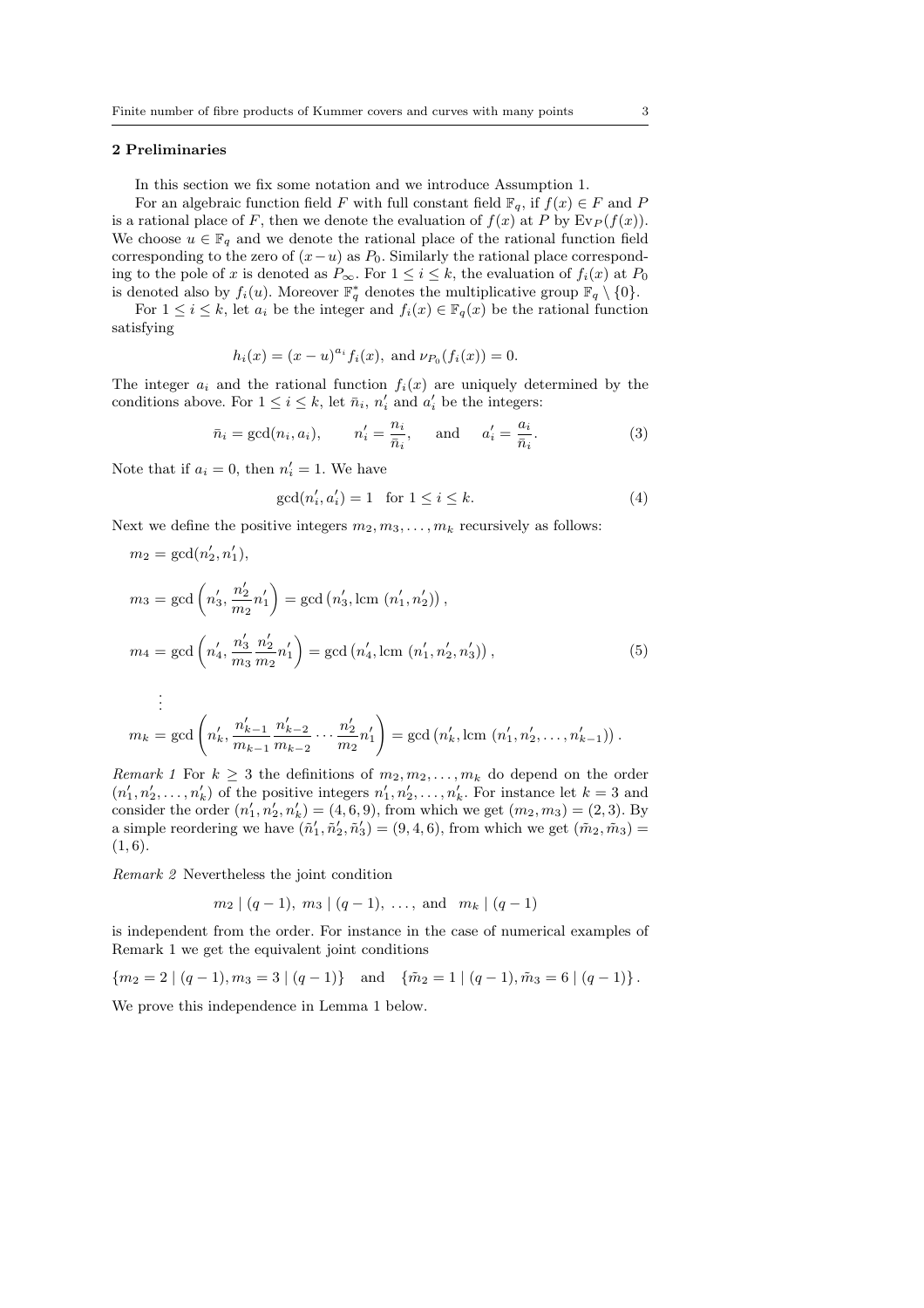## 2 Preliminaries

In this section we fix some notation and we introduce Assumption 1.

For an algebraic function field $F$ with full constant field $\mathbb{F}_q$, if $f(x) \in F$ and $P$ is a rational place of $F$, then we denote the evaluation of $f(x)$ at $P$ by $\mathrm{Ev}_P(f(x))$. We choose $u \in \mathbb{F}_q$ and we denote the rational place of the rational function field corresponding to the zero of $(x-u)$ as $P_0$. Similarly the rational place corresponding to the pole of $x$ is denoted as $P_\infty$. For $1 \le i \le k$, the evaluation of $f_i(x)$ at $P_0$ is denoted also by $f_i(u)$. Moreover $\mathbb{F}_q^*$ denotes the multiplicative group $\mathbb{F}_q \setminus \{0\}$.

For $1 \le i \le k$, let $a_i$ be the integer and $f_i(x) \in \mathbb{F}_q(x)$ be the rational function satisfying

$$h_i(x) = (x-u)^{a_i} f_i(x), \text{ and } \nu_{P_0}(f_i(x)) = 0.$$

The integer $a_i$ and the rational function $f_i(x)$ are uniquely determined by the conditions above. For $1 \le i \le k$, let $\bar{n}_i$, $n_i'$ and $a_i'$ be the integers:

$$\bar{n}_i = \gcd(n_i, a_i), \qquad n_i' = \frac{n_i}{\bar{n}_i}, \qquad \text{and} \qquad a_i' = \frac{a_i}{\bar{n}_i}. \tag{3}$$

Note that if $a_i = 0$, then $n_i' = 1$. We have

$$\gcd(n_i', a_i') = 1 \quad \text{for } 1 \le i \le k. \tag{4}$$

Next we define the positive integers $m_2, m_3, \ldots, m_k$ recursively as follows:

$$\begin{aligned}
m_2 &= \gcd(n_2', n_1'), \\
m_3 &= \gcd\left(n_3', \frac{n_2'}{m_2} n_1'\right) = \gcd\left(n_3', \mathrm{lcm}\,(n_1', n_2')\right), \\
m_4 &= \gcd\left(n_4', \frac{n_3'}{m_3}\frac{n_2'}{m_2} n_1'\right) = \gcd\left(n_4', \mathrm{lcm}\,(n_1', n_2', n_3')\right), \\
&\vdots \\
m_k &= \gcd\left(n_k', \frac{n_{k-1}'}{m_{k-1}}\frac{n_{k-2}'}{m_{k-2}} \cdots \frac{n_2'}{m_2} n_1'\right) = \gcd\left(n_k', \mathrm{lcm}\,(n_1', n_2', \ldots, n_{k-1}')\right).
\end{aligned} \tag{5}$$

*Remark 1* For $k \ge 3$ the definitions of $m_2, m_2, \ldots, m_k$ do depend on the order $(n_1', n_2', \ldots, n_k')$ of the positive integers $n_1', n_2', \ldots, n_k'$. For instance let $k = 3$ and consider the order $(n_1', n_2', n_k') = (4, 6, 9)$, from which we get $(m_2, m_3) = (2, 3)$. By a simple reordering we have $(\tilde{n}_1', \tilde{n}_2', \tilde{n}_3') = (9, 4, 6)$, from which we get $(\tilde{m}_2, \tilde{m}_3) = (1, 6)$.

*Remark 2* Nevertheless the joint condition

$$m_2 \mid (q-1), \; m_3 \mid (q-1), \; \ldots, \text{ and } \; m_k \mid (q-1)$$

is independent from the order. For instance in the case of numerical examples of Remark 1 we get the equivalent joint conditions

$$\{m_2 = 2 \mid (q-1), m_3 = 3 \mid (q-1)\} \quad \text{and} \quad \{\tilde{m}_2 = 1 \mid (q-1), \tilde{m}_3 = 6 \mid (q-1)\}.$$

We prove this independence in Lemma 1 below.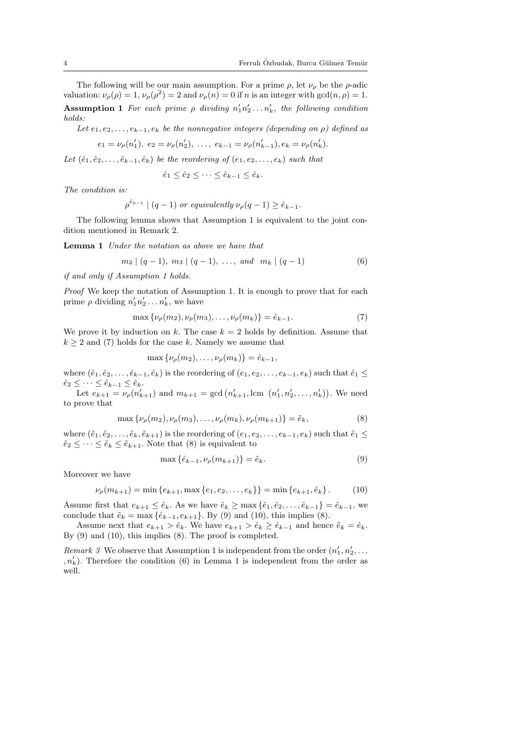The following will be our main assumption. For a prime $\rho$, let $\nu_\rho$ be the $\rho$-adic valuation: $\nu_\rho(\rho) = 1$, $\nu_\rho(\rho^2) = 2$ and $\nu_\rho(n) = 0$ if $n$ is an integer with $\gcd(n, \rho) = 1$.

**Assumption 1** *For each prime $\rho$ dividing $n'_1 n'_2 \dots n'_k$, the following condition holds:*

*Let $e_1, e_2, \dots, e_{k-1}, e_k$ be the nonnegative integers (depending on $\rho$) defined as*

$$e_1 = \nu_\rho(n'_1),\ e_2 = \nu_\rho(n'_2),\ \dots,\ e_{k-1} = \nu_\rho(n'_{k-1}), e_k = \nu_\rho(n'_k).$$

*Let $(\hat{e}_1, \hat{e}_2, \dots, \hat{e}_{k-1}, \hat{e}_k)$ be the reordering of $(e_1, e_2, \dots, e_k)$ such that*

$$\hat{e}_1 \leq \hat{e}_2 \leq \dots \leq \hat{e}_{k-1} \leq \hat{e}_k.$$

*The condition is:*

$$\rho^{\hat{e}_{k-1}} \mid (q-1) \text{ or equivalently } \nu_\rho(q-1) \geq \hat{e}_{k-1}.$$

The following lemma shows that Assumption 1 is equivalent to the joint condition mentioned in Remark 2.

**Lemma 1** *Under the notation as above we have that*

$$m_2 \mid (q-1),\ m_3 \mid (q-1),\ \dots,\ \text{and}\ \ m_k \mid (q-1) \tag{6}$$

*if and only if Assumption 1 holds.*

*Proof* We keep the notation of Assumption 1. It is enough to prove that for each prime $\rho$ dividing $n'_1 n'_2 \dots n'_k$, we have

$$\max\{\nu_\rho(m_2), \nu_\rho(m_3), \dots, \nu_\rho(m_k)\} = \hat{e}_{k-1}. \tag{7}$$

We prove it by induction on $k$. The case $k = 2$ holds by definition. Assume that $k \geq 2$ and (7) holds for the case $k$. Namely we assume that

$$\max\{\nu_\rho(m_2), \dots, \nu_\rho(m_k)\} = \hat{e}_{k-1},$$

where $(\hat{e}_1, \hat{e}_2, \dots, \hat{e}_{k-1}, \hat{e}_k)$ is the reordering of $(e_1, e_2, \dots, e_{k-1}, e_k)$ such that $\hat{e}_1 \leq \hat{e}_2 \leq \dots \leq \hat{e}_{k-1} \leq \hat{e}_k$.

Let $e_{k+1} = \nu_\rho(n'_{k+1})$ and $m_{k+1} = \gcd\left(n'_{k+1}, \text{lcm }\ (n'_1, n'_2, \dots, n'_k)\right)$. We need to prove that

$$\max\{\nu_\rho(m_2), \nu_\rho(m_3), \dots, \nu_\rho(m_k), \nu_\rho(m_{k+1})\} = \tilde{e}_k, \tag{8}$$

where $(\tilde{e}_1, \tilde{e}_2, \dots, \tilde{e}_k, \tilde{e}_{k+1})$ is the reordering of $(e_1, e_2, \dots, e_{k-1}, e_k)$ such that $\tilde{e}_1 \leq \tilde{e}_2 \leq \dots \leq \tilde{e}_k \leq \tilde{e}_{k+1}$. Note that (8) is equivalent to

$$\max\{\hat{e}_{k-1}, \nu_\rho(m_{k+1})\} = \tilde{e}_k. \tag{9}$$

Moreover we have

$$\nu_\rho(m_{k+1}) = \min\{e_{k+1}, \max\{e_1, e_2, \dots, e_k\}\} = \min\{e_{k+1}, \hat{e}_k\}. \tag{10}$$

Assume first that $e_{k+1} \leq \hat{e}_k$. As we have $\hat{e}_k \geq \max\{\hat{e}_1, \hat{e}_2, \dots, \hat{e}_{k-1}\} = \hat{e}_{k-1}$, we conclude that $\tilde{e}_k = \max\{\hat{e}_{k-1}, e_{k+1}\}$. By (9) and (10), this implies (8).

Assume next that $e_{k+1} > \hat{e}_k$. We have $e_{k+1} > \hat{e}_k \geq \hat{e}_{k-1}$ and hence $\tilde{e}_k = \hat{e}_k$. By (9) and (10), this implies (8). The proof is completed.

*Remark 3* We observe that Assumption 1 is independent from the order $(n'_1, n'_2, \dots, n'_k)$. Therefore the condition (6) in Lemma 1 is independent from the order as well.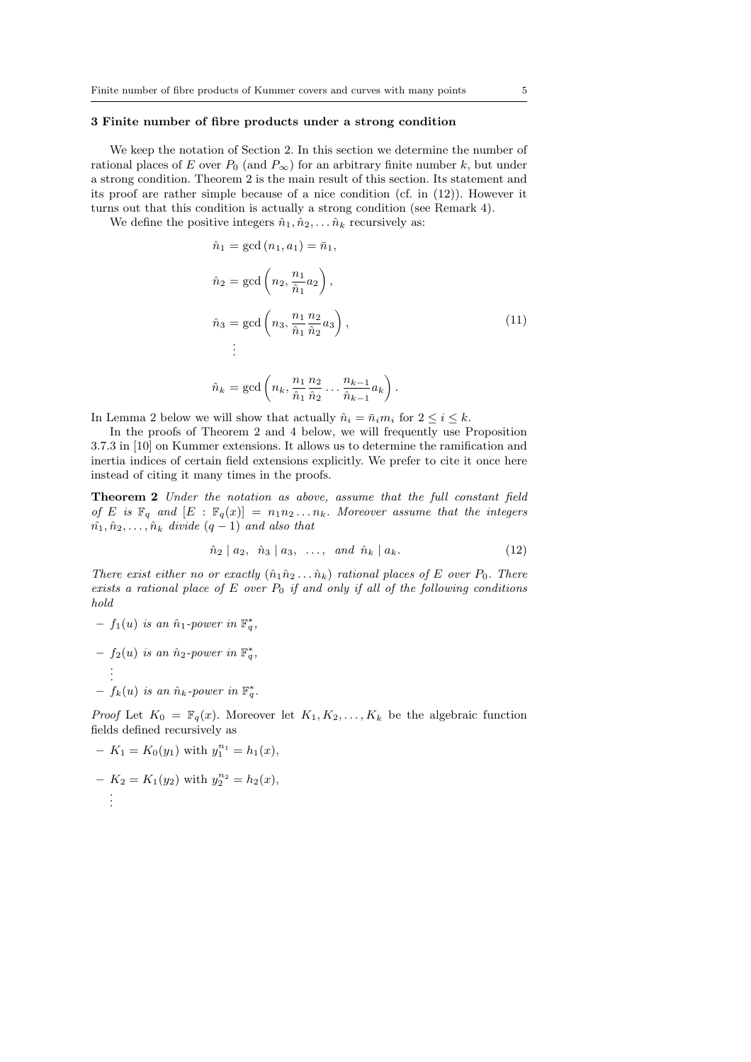### 3 Finite number of fibre products under a strong condition

We keep the notation of Section 2. In this section we determine the number of rational places of $E$ over $P_0$ (and $P_\infty$) for an arbitrary finite number $k$, but under a strong condition. Theorem 2 is the main result of this section. Its statement and its proof are rather simple because of a nice condition (cf. in (12)). However it turns out that this condition is actually a strong condition (see Remark 4).

We define the positive integers $\hat{n}_1, \hat{n}_2, \dots \hat{n}_k$ recursively as:

$$
\begin{aligned}
\hat{n}_1 &= \gcd(n_1, a_1) = \bar{n}_1, \\
\hat{n}_2 &= \gcd\left(n_2, \frac{n_1}{\hat{n}_1} a_2\right), \\
\hat{n}_3 &= \gcd\left(n_3, \frac{n_1}{\hat{n}_1}\frac{n_2}{\hat{n}_2} a_3\right), \\
&\vdots \\
\hat{n}_k &= \gcd\left(n_k, \frac{n_1}{\hat{n}_1}\frac{n_2}{\hat{n}_2} \dots \frac{n_{k-1}}{\hat{n}_{k-1}} a_k\right).
\end{aligned}
\tag{11}
$$

In Lemma 2 below we will show that actually $\hat{n}_i = \bar{n}_i m_i$ for $2 \leq i \leq k$.

In the proofs of Theorem 2 and 4 below, we will frequently use Proposition 3.7.3 in [10] on Kummer extensions. It allows us to determine the ramification and inertia indices of certain field extensions explicitly. We prefer to cite it once here instead of citing it many times in the proofs.

**Theorem 2** *Under the notation as above, assume that the full constant field of $E$ is $\mathbb{F}_q$ and $[E : \mathbb{F}_q(x)] = n_1 n_2 \dots n_k$. Moreover assume that the integers $\hat{n_1}, \hat{n}_2, \dots, \hat{n}_k$ divide $(q-1)$ and also that*

$$
\hat{n}_2 \mid a_2, \;\; \hat{n}_3 \mid a_3, \;\; \dots, \;\; \text{and } \hat{n}_k \mid a_k. \tag{12}
$$

*There exist either no or exactly $(\hat{n}_1 \hat{n}_2 \dots \hat{n}_k)$ rational places of $E$ over $P_0$. There exists a rational place of $E$ over $P_0$ if and only if all of the following conditions hold*

- *$f_1(u)$ is an $\hat{n}_1$-power in $\mathbb{F}_q^*$,*
- *$f_2(u)$ is an $\hat{n}_2$-power in $\mathbb{F}_q^*$,*

  $\vdots$
- *$f_k(u)$ is an $\hat{n}_k$-power in $\mathbb{F}_q^*$.*

*Proof* Let $K_0 = \mathbb{F}_q(x)$. Moreover let $K_1, K_2, \dots, K_k$ be the algebraic function fields defined recursively as

- $K_1 = K_0(y_1)$ with $y_1^{n_1} = h_1(x)$,
- $K_2 = K_1(y_2)$ with $y_2^{n_2} = h_2(x)$,

  $\vdots$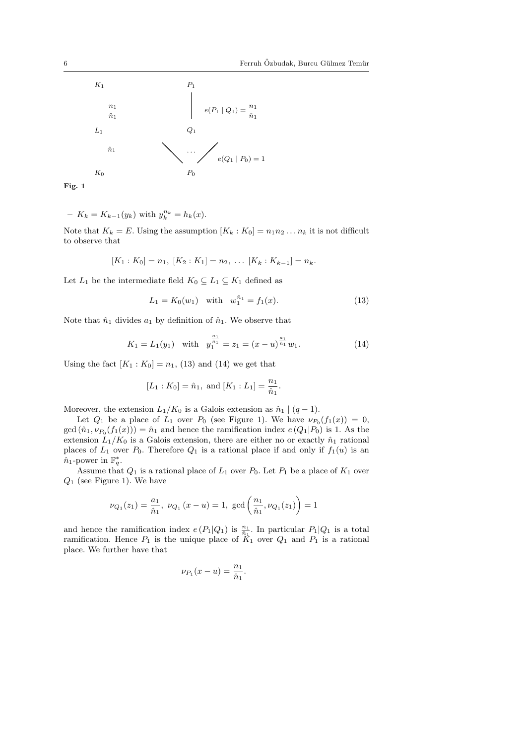Fig. 1

– $K_k = K_{k-1}(y_k)$ with $y_k^{n_k} = h_k(x)$.

Note that $K_k = E$. Using the assumption $[K_k : K_0] = n_1 n_2 \dots n_k$ it is not difficult to observe that

$$[K_1 : K_0] = n_1,\ [K_2 : K_1] = n_2,\ \dots\ [K_k : K_{k-1}] = n_k.$$

Let $L_1$ be the intermediate field $K_0 \subseteq L_1 \subseteq K_1$ defined as

$$L_1 = K_0(w_1) \quad \text{with} \quad w_1^{\hat{n}_1} = f_1(x). \tag{13}$$

Note that $\hat{n}_1$ divides $a_1$ by definition of $\hat{n}_1$. We observe that

$$K_1 = L_1(y_1) \quad \text{with} \quad y_1^{\frac{n_1}{\hat{n}_1}} = z_1 = (x-u)^{\frac{a_1}{\hat{n}_1}} w_1. \tag{14}$$

Using the fact $[K_1 : K_0] = n_1$, (13) and (14) we get that

$$[L_1 : K_0] = \hat{n}_1, \text{ and } [K_1 : L_1] = \frac{n_1}{\hat{n}_1}.$$

Moreover, the extension $L_1/K_0$ is a Galois extension as $\hat{n}_1 \mid (q-1)$.

Let $Q_1$ be a place of $L_1$ over $P_0$ (see Figure 1). We have $\nu_{P_0}(f_1(x)) = 0$, $\gcd(\hat{n}_1, \nu_{P_0}(f_1(x))) = \hat{n}_1$ and hence the ramification index $e(Q_1|P_0)$ is 1. As the extension $L_1/K_0$ is a Galois extension, there are either no or exactly $\hat{n}_1$ rational places of $L_1$ over $P_0$. Therefore $Q_1$ is a rational place if and only if $f_1(u)$ is an $\hat{n}_1$-power in $\mathbb{F}_q^*$.

Assume that $Q_1$ is a rational place of $L_1$ over $P_0$. Let $P_1$ be a place of $K_1$ over $Q_1$ (see Figure 1). We have

$$\nu_{Q_1}(z_1) = \frac{a_1}{\hat{n}_1},\ \nu_{Q_1}(x-u) = 1,\ \gcd\left(\frac{n_1}{\hat{n}_1}, \nu_{Q_1}(z_1)\right) = 1$$

and hence the ramification index $e(P_1|Q_1)$ is $\frac{n_1}{\hat{n}_1}$. In particular $P_1|Q_1$ is a total ramification. Hence $P_1$ is the unique place of $K_1$ over $Q_1$ and $P_1$ is a rational place. We further have that

$$\nu_{P_1}(x-u) = \frac{n_1}{\hat{n}_1}.$$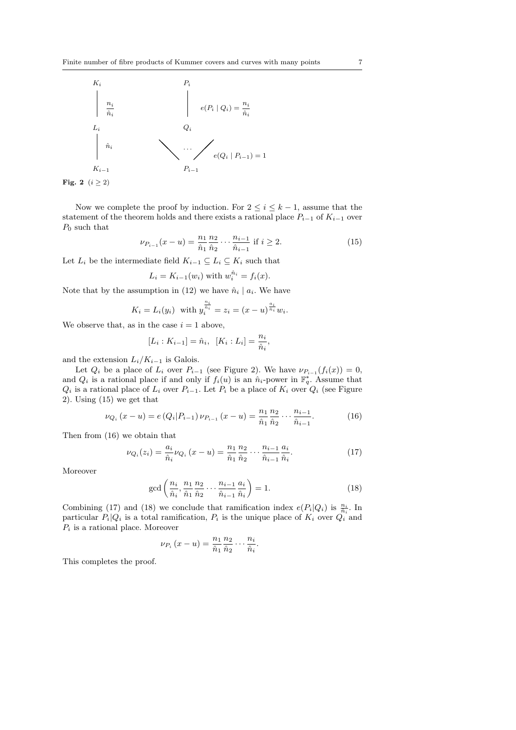$$
\begin{array}{ccc}
K_i & & P_i \\
\Big| \ \frac{n_i}{\hat{n}_i} & & \Big| \ e(P_i \mid Q_i) = \frac{n_i}{\hat{n}_i} \\
L_i & & Q_i \\
\Big| \ \hat{n}_i & & \diagdown \ \cdots \ \diagup \ e(Q_i \mid P_{i-1}) = 1 \\
K_{i-1} & & P_{i-1}
\end{array}
$$

**Fig. 2** $(i \geq 2)$

Now we complete the proof by induction. For $2 \leq i \leq k-1$, assume that the statement of the theorem holds and there exists a rational place $P_{i-1}$ of $K_{i-1}$ over $P_0$ such that

$$\nu_{P_{i-1}}(x-u) = \frac{n_1}{\hat{n}_1}\frac{n_2}{\hat{n}_2}\cdots\frac{n_{i-1}}{\hat{n}_{i-1}} \text{ if } i \geq 2. \tag{15}$$

Let $L_i$ be the intermediate field $K_{i-1} \subseteq L_i \subseteq K_i$ such that

$$L_i = K_{i-1}(w_i) \text{ with } w_i^{\hat{n}_i} = f_i(x).$$

Note that by the assumption in (12) we have $\hat{n}_i \mid a_i$. We have

$$K_i = L_i(y_i) \ \text{ with } y_i^{\frac{n_i}{\hat{n}_i}} = z_i = (x-u)^{\frac{a_i}{\hat{n}_i}} w_i.$$

We observe that, as in the case $i = 1$ above,

$$[L_i : K_{i-1}] = \hat{n}_i, \ \ [K_i : L_i] = \frac{n_i}{\hat{n}_i},$$

and the extension $L_i/K_{i-1}$ is Galois.

Let $Q_i$ be a place of $L_i$ over $P_{i-1}$ (see Figure 2). We have $\nu_{P_{i-1}}(f_i(x)) = 0$, and $Q_i$ is a rational place if and only if $f_i(u)$ is an $\hat{n}_i$-power in $\mathbb{F}_q^*$. Assume that $Q_i$ is a rational place of $L_i$ over $P_{i-1}$. Let $P_i$ be a place of $K_i$ over $Q_i$ (see Figure 2). Using (15) we get that

$$\nu_{Q_i}(x-u) = e\left(Q_i|P_{i-1}\right)\nu_{P_{i-1}}(x-u) = \frac{n_1}{\hat{n}_1}\frac{n_2}{\hat{n}_2}\cdots\frac{n_{i-1}}{\hat{n}_{i-1}}. \tag{16}$$

Then from (16) we obtain that

$$\nu_{Q_i}(z_i) = \frac{a_i}{\hat{n}_i}\nu_{Q_i}(x-u) = \frac{n_1}{\hat{n}_1}\frac{n_2}{\hat{n}_2}\cdots\frac{n_{i-1}}{\hat{n}_{i-1}}\frac{a_i}{\hat{n}_i}. \tag{17}$$

Moreover

$$\gcd\left(\frac{n_i}{\hat{n}_i}, \frac{n_1}{\hat{n}_1}\frac{n_2}{\hat{n}_2}\cdots\frac{n_{i-1}}{\hat{n}_{i-1}}\frac{a_i}{\hat{n}_i}\right) = 1. \tag{18}$$

Combining (17) and (18) we conclude that ramification index $e(P_i|Q_i)$ is $\frac{n_i}{\hat{n}_i}$. In particular $P_i|Q_i$ is a total ramification, $P_i$ is the unique place of $K_i$ over $Q_i$ and $P_i$ is a rational place. Moreover

$$\nu_{P_i}(x-u) = \frac{n_1}{\hat{n}_1}\frac{n_2}{\hat{n}_2}\cdots\frac{n_i}{\hat{n}_i}.$$

This completes the proof.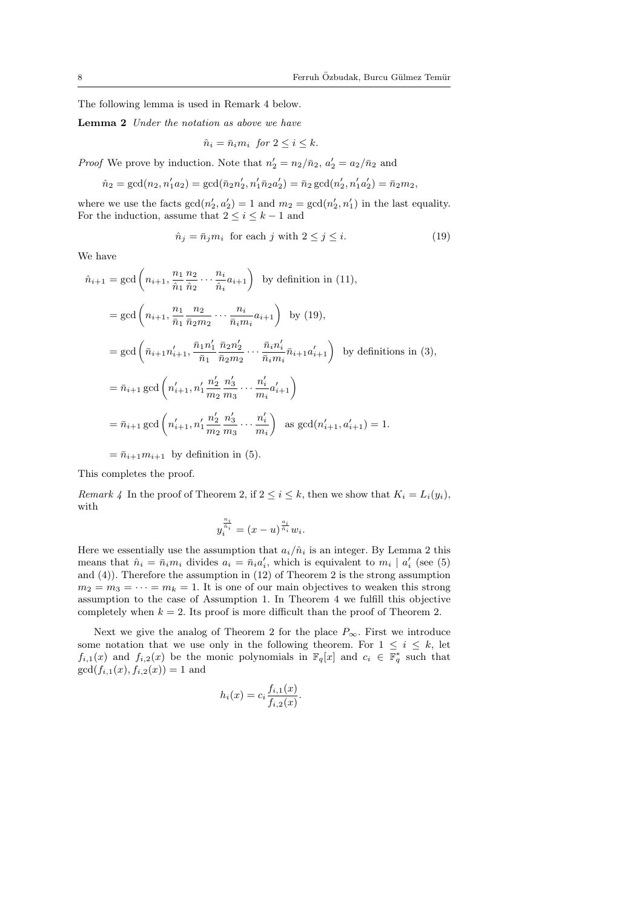The following lemma is used in Remark 4 below.

**Lemma 2** *Under the notation as above we have*

$$\hat{n}_i = \bar{n}_i m_i \ \ \textit{for}\ 2 \le i \le k.$$

*Proof* We prove by induction. Note that $n_2' = n_2/\bar{n}_2$, $a_2' = a_2/\bar{n}_2$ and

$$\hat{n}_2 = \gcd(n_2, n_1' a_2) = \gcd(\bar{n}_2 n_2', n_1' \bar{n}_2 a_2') = \bar{n}_2 \gcd(n_2', n_1' a_2') = \bar{n}_2 m_2,$$

where we use the facts $\gcd(n_2', a_2') = 1$ and $m_2 = \gcd(n_2', n_1')$ in the last equality. For the induction, assume that $2 \le i \le k-1$ and

$$\hat{n}_j = \bar{n}_j m_i \ \text{ for each } j \text{ with } 2 \le j \le i. \tag{19}$$

We have

$$\begin{aligned}
\hat{n}_{i+1} &= \gcd\left(n_{i+1}, \frac{n_1}{\hat{n}_1}\frac{n_2}{\hat{n}_2}\cdots\frac{n_i}{\hat{n}_i}a_{i+1}\right) \ \text{ by definition in (11)},\\
&= \gcd\left(n_{i+1}, \frac{n_1}{\bar{n}_1}\frac{n_2}{\bar{n}_2 m_2}\cdots\frac{n_i}{\bar{n}_i m_i}a_{i+1}\right) \ \text{ by (19)},\\
&= \gcd\left(\bar{n}_{i+1} n_{i+1}', \frac{\bar{n}_1 n_1'}{\bar{n}_1}\frac{\bar{n}_2 n_2'}{\bar{n}_2 m_2}\cdots\frac{\bar{n}_i n_i'}{\bar{n}_i m_i}\bar{n}_{i+1} a_{i+1}'\right) \ \text{ by definitions in (3)},\\
&= \bar{n}_{i+1}\gcd\left(n_{i+1}', n_1'\frac{n_2'}{m_2}\frac{n_3'}{m_3}\cdots\frac{n_i'}{m_i}a_{i+1}'\right)\\
&= \bar{n}_{i+1}\gcd\left(n_{i+1}', n_1'\frac{n_2'}{m_2}\frac{n_3'}{m_3}\cdots\frac{n_i'}{m_i}\right) \ \text{ as } \gcd(n_{i+1}', a_{i+1}') = 1.\\
&= \bar{n}_{i+1} m_{i+1} \ \text{ by definition in (5)}.
\end{aligned}$$

This completes the proof.

*Remark 4* In the proof of Theorem 2, if $2 \le i \le k$, then we show that $K_i = L_i(y_i)$, with

$$y_i^{\frac{n_i}{\hat{n}_i}} = (x-u)^{\frac{a_i}{\hat{n}_i}} w_i.$$

Here we essentially use the assumption that $a_i/\hat{n}_i$ is an integer. By Lemma 2 this means that $\hat{n}_i = \bar{n}_i m_i$ divides $a_i = \bar{n}_i a_i'$, which is equivalent to $m_i \mid a_i'$ (see (5) and (4)). Therefore the assumption in (12) of Theorem 2 is the strong assumption $m_2 = m_3 = \cdots = m_k = 1$. It is one of our main objectives to weaken this strong assumption to the case of Assumption 1. In Theorem 4 we fulfill this objective completely when $k = 2$. Its proof is more difficult than the proof of Theorem 2.

Next we give the analog of Theorem 2 for the place $P_\infty$. First we introduce some notation that we use only in the following theorem. For $1 \le i \le k$, let $f_{i,1}(x)$ and $f_{i,2}(x)$ be the monic polynomials in $\mathbb{F}_q[x]$ and $c_i \in \mathbb{F}_q^*$ such that $\gcd(f_{i,1}(x), f_{i,2}(x)) = 1$ and

$$h_i(x) = c_i \frac{f_{i,1}(x)}{f_{i,2}(x)}.$$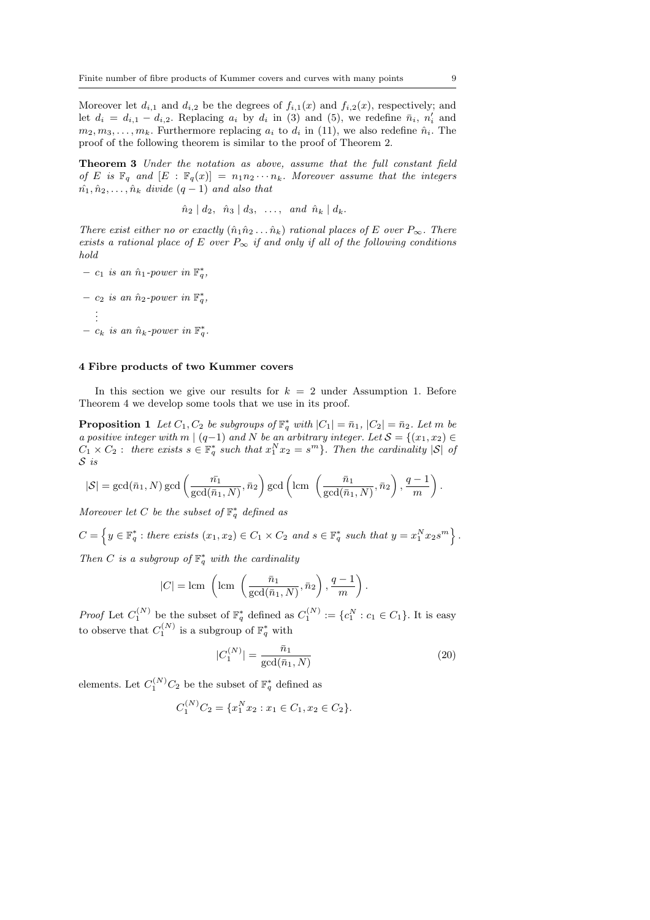Moreover let $d_{i,1}$ and $d_{i,2}$ be the degrees of $f_{i,1}(x)$ and $f_{i,2}(x)$, respectively; and let $d_i = d_{i,1} - d_{i,2}$. Replacing $a_i$ by $d_i$ in (3) and (5), we redefine $\bar{n}_i$, $n_i'$ and $m_2, m_3, \ldots, m_k$. Furthermore replacing $a_i$ to $d_i$ in (11), we also redefine $\hat{n}_i$. The proof of the following theorem is similar to the proof of Theorem 2.

**Theorem 3** *Under the notation as above, assume that the full constant field of $E$ is $\mathbb{F}_q$ and $[E : \mathbb{F}_q(x)] = n_1 n_2 \cdots n_k$. Moreover assume that the integers $\hat{n_1}, \hat{n}_2, \ldots, \hat{n}_k$ divide $(q-1)$ and also that*

$$\hat{n}_2 \mid d_2, \ \ \hat{n}_3 \mid d_3, \ \ \ldots, \ \text{ and } \hat{n}_k \mid d_k.$$

*There exist either no or exactly $(\hat{n}_1 \hat{n}_2 \ldots \hat{n}_k)$ rational places of $E$ over $P_\infty$. There exists a rational place of $E$ over $P_\infty$ if and only if all of the following conditions hold*

- *$c_1$ is an $\hat{n}_1$-power in $\mathbb{F}_q^*$,*
- *$c_2$ is an $\hat{n}_2$-power in $\mathbb{F}_q^*$,*

  $\vdots$
- *$c_k$ is an $\hat{n}_k$-power in $\mathbb{F}_q^*$.*

## 4 Fibre products of two Kummer covers

In this section we give our results for $k = 2$ under Assumption 1. Before Theorem 4 we develop some tools that we use in its proof.

**Proposition 1** *Let $C_1, C_2$ be subgroups of $\mathbb{F}_q^*$ with $|C_1| = \bar{n}_1$, $|C_2| = \bar{n}_2$. Let $m$ be a positive integer with $m \mid (q-1)$ and $N$ be an arbitrary integer. Let $\mathcal{S} = \{(x_1, x_2) \in C_1 \times C_2 : \text{ there exists } s \in \mathbb{F}_q^* \text{ such that } x_1^N x_2 = s^m\}$. Then the cardinality $|\mathcal{S}|$ of $\mathcal{S}$ is*

$$|\mathcal{S}| = \gcd(\bar{n}_1, N) \gcd\left(\frac{\bar{n_1}}{\gcd(\bar{n}_1, N)}, \bar{n}_2\right) \gcd\left(\text{lcm }\left(\frac{\bar{n}_1}{\gcd(\bar{n}_1, N)}, \bar{n}_2\right), \frac{q-1}{m}\right).$$

*Moreover let $C$ be the subset of $\mathbb{F}_q^*$ defined as*

$$C = \left\{y \in \mathbb{F}_q^* : \text{there exists } (x_1, x_2) \in C_1 \times C_2 \text{ and } s \in \mathbb{F}_q^* \text{ such that } y = x_1^N x_2 s^m\right\}.$$

*Then $C$ is a subgroup of $\mathbb{F}_q^*$ with the cardinality*

$$|C| = \text{lcm }\left(\text{lcm }\left(\frac{\bar{n}_1}{\gcd(\bar{n}_1, N)}, \bar{n}_2\right), \frac{q-1}{m}\right).$$

*Proof* Let $C_1^{(N)}$ be the subset of $\mathbb{F}_q^*$ defined as $C_1^{(N)} := \{c_1^N : c_1 \in C_1\}$. It is easy to observe that $C_1^{(N)}$ is a subgroup of $\mathbb{F}_q^*$ with

$$|C_1^{(N)}| = \frac{\bar{n}_1}{\gcd(\bar{n}_1, N)} \tag{20}$$

elements. Let $C_1^{(N)}C_2$ be the subset of $\mathbb{F}_q^*$ defined as

$$C_1^{(N)}C_2 = \{x_1^N x_2 : x_1 \in C_1, x_2 \in C_2\}.$$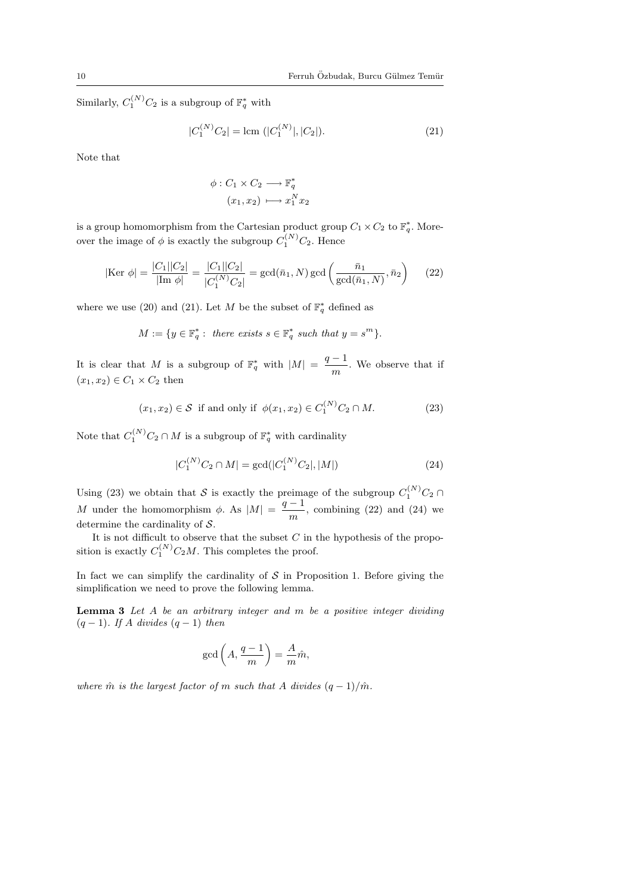Similarly, $C_1^{(N)}C_2$ is a subgroup of $\mathbb{F}_q^*$ with

$$|C_1^{(N)}C_2| = \text{lcm}\ (|C_1^{(N)}|, |C_2|). \tag{21}$$

Note that

$$\begin{aligned} \phi : C_1 \times C_2 &\longrightarrow \mathbb{F}_q^* \\ (x_1, x_2) &\longmapsto x_1^N x_2 \end{aligned}$$

is a group homomorphism from the Cartesian product group $C_1 \times C_2$ to $\mathbb{F}_q^*$. Moreover the image of $\phi$ is exactly the subgroup $C_1^{(N)}C_2$. Hence

$$|\text{Ker}\ \phi| = \frac{|C_1||C_2|}{|\text{Im}\ \phi|} = \frac{|C_1||C_2|}{|C_1^{(N)}C_2|} = \gcd(\bar{n}_1, N) \gcd\left(\frac{\bar{n}_1}{\gcd(\bar{n}_1, N)}, \bar{n}_2\right) \tag{22}$$

where we use (20) and (21). Let $M$ be the subset of $\mathbb{F}_q^*$ defined as

$$M := \{y \in \mathbb{F}_q^* : \ \textit{there exists } s \in \mathbb{F}_q^* \textit{ such that } y = s^m\}.$$

It is clear that $M$ is a subgroup of $\mathbb{F}_q^*$ with $|M| = \dfrac{q-1}{m}$. We observe that if $(x_1, x_2) \in C_1 \times C_2$ then

$$(x_1, x_2) \in \mathcal{S} \ \text{ if and only if } \ \phi(x_1, x_2) \in C_1^{(N)}C_2 \cap M. \tag{23}$$

Note that $C_1^{(N)}C_2 \cap M$ is a subgroup of $\mathbb{F}_q^*$ with cardinality

$$|C_1^{(N)}C_2 \cap M| = \gcd(|C_1^{(N)}C_2|, |M|) \tag{24}$$

Using (23) we obtain that $\mathcal{S}$ is exactly the preimage of the subgroup $C_1^{(N)}C_2 \cap M$ under the homomorphism $\phi$. As $|M| = \dfrac{q-1}{m}$, combining (22) and (24) we determine the cardinality of $\mathcal{S}$.

It is not difficult to observe that the subset $C$ in the hypothesis of the proposition is exactly $C_1^{(N)}C_2M$. This completes the proof.

In fact we can simplify the cardinality of $\mathcal{S}$ in Proposition 1. Before giving the simplification we need to prove the following lemma.

**Lemma 3** *Let $A$ be an arbitrary integer and $m$ be a positive integer dividing $(q-1)$. If $A$ divides $(q-1)$ then*

$$\gcd\left(A, \frac{q-1}{m}\right) = \frac{A}{m}\hat{m},$$

*where $\hat{m}$ is the largest factor of $m$ such that $A$ divides $(q-1)/\hat{m}$.*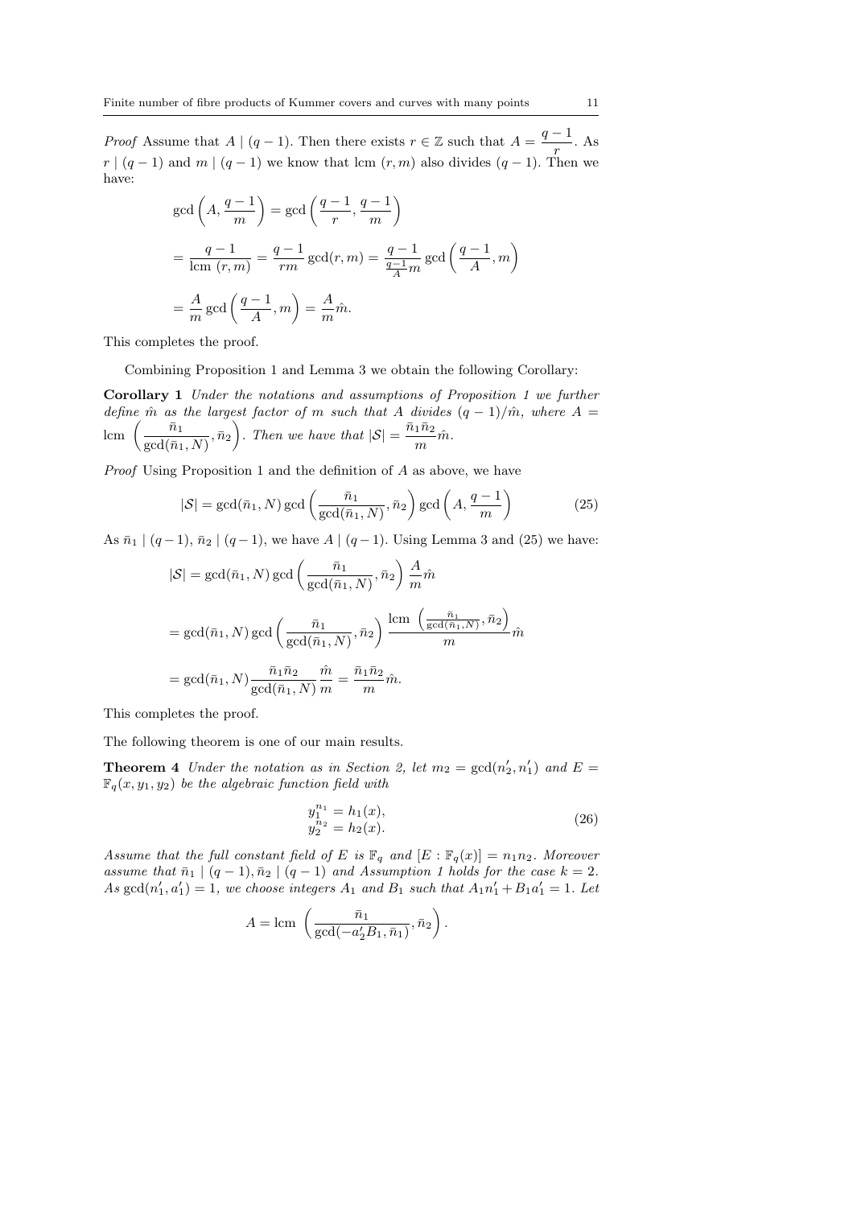*Proof* Assume that $A \mid (q-1)$. Then there exists $r \in \mathbb{Z}$ such that $A = \dfrac{q-1}{r}$. As $r \mid (q-1)$ and $m \mid (q-1)$ we know that lcm $(r, m)$ also divides $(q-1)$. Then we have:

$$\gcd\left(A, \frac{q-1}{m}\right) = \gcd\left(\frac{q-1}{r}, \frac{q-1}{m}\right)$$

$$= \frac{q-1}{\text{lcm }(r,m)} = \frac{q-1}{rm}\gcd(r,m) = \frac{q-1}{\frac{q-1}{A}m}\gcd\left(\frac{q-1}{A}, m\right)$$

$$= \frac{A}{m}\gcd\left(\frac{q-1}{A}, m\right) = \frac{A}{m}\hat{m}.$$

This completes the proof.

Combining Proposition 1 and Lemma 3 we obtain the following Corollary:

**Corollary 1** *Under the notations and assumptions of Proposition 1 we further define $\hat{m}$ as the largest factor of $m$ such that $A$ divides $(q-1)/\hat{m}$, where $A = \text{lcm }\left(\dfrac{\bar{n}_1}{\gcd(\bar{n}_1, N)}, \bar{n}_2\right)$. Then we have that $|\mathcal{S}| = \dfrac{\bar{n}_1 \bar{n}_2}{m}\hat{m}$.*

*Proof* Using Proposition 1 and the definition of $A$ as above, we have

$$|\mathcal{S}| = \gcd(\bar{n}_1, N)\gcd\left(\frac{\bar{n}_1}{\gcd(\bar{n}_1, N)}, \bar{n}_2\right)\gcd\left(A, \frac{q-1}{m}\right) \tag{25}$$

As $\bar{n}_1 \mid (q-1)$, $\bar{n}_2 \mid (q-1)$, we have $A \mid (q-1)$. Using Lemma 3 and (25) we have:

$$|\mathcal{S}| = \gcd(\bar{n}_1, N)\gcd\left(\frac{\bar{n}_1}{\gcd(\bar{n}_1, N)}, \bar{n}_2\right)\frac{A}{m}\hat{m}$$

$$= \gcd(\bar{n}_1, N)\gcd\left(\frac{\bar{n}_1}{\gcd(\bar{n}_1, N)}, \bar{n}_2\right)\frac{\text{lcm }\left(\frac{\bar{n}_1}{\gcd(\bar{n}_1, N)}, \bar{n}_2\right)}{m}\hat{m}$$

$$= \gcd(\bar{n}_1, N)\frac{\bar{n}_1 \bar{n}_2}{\gcd(\bar{n}_1, N)}\frac{\hat{m}}{m} = \frac{\bar{n}_1 \bar{n}_2}{m}\hat{m}.$$

This completes the proof.

The following theorem is one of our main results.

**Theorem 4** *Under the notation as in Section 2, let $m_2 = \gcd(n_2', n_1')$ and $E = \mathbb{F}_q(x, y_1, y_2)$ be the algebraic function field with*

$$\begin{aligned} y_1^{n_1} &= h_1(x), \\ y_2^{n_2} &= h_2(x). \end{aligned} \tag{26}$$

*Assume that the full constant field of $E$ is $\mathbb{F}_q$ and $[E : \mathbb{F}_q(x)] = n_1 n_2$. Moreover assume that $\bar{n}_1 \mid (q-1), \bar{n}_2 \mid (q-1)$ and Assumption 1 holds for the case $k = 2$. As $\gcd(n_1', a_1') = 1$, we choose integers $A_1$ and $B_1$ such that $A_1 n_1' + B_1 a_1' = 1$. Let*

$$A = \text{lcm }\left(\frac{\bar{n}_1}{\gcd(-a_2' B_1, \bar{n}_1)}, \bar{n}_2\right).$$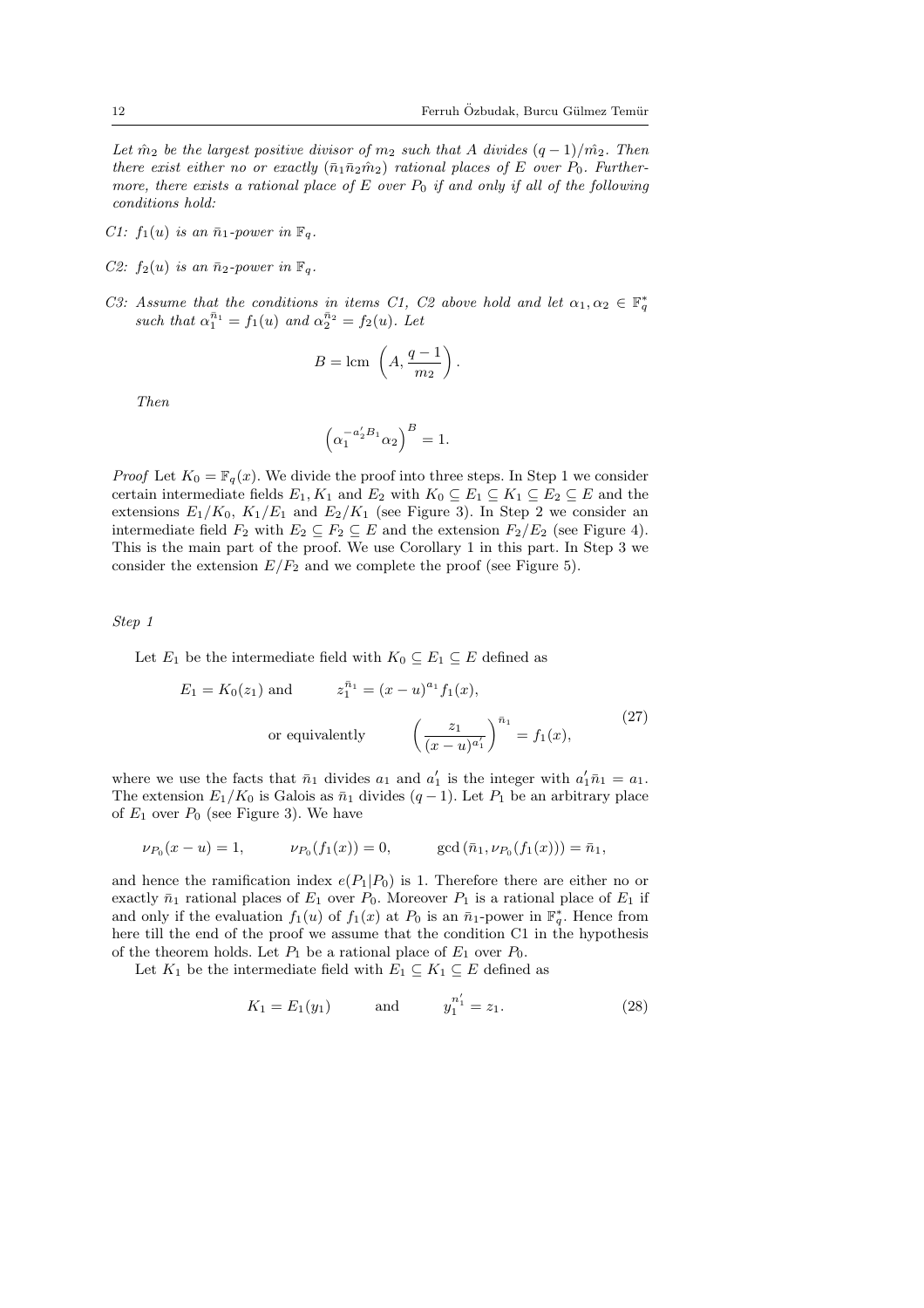*Let $\hat{m}_2$ be the largest positive divisor of $m_2$ such that $A$ divides $(q-1)/\hat{m}_2$. Then there exist either no or exactly $(\bar{n}_1\bar{n}_2\hat{m}_2)$ rational places of $E$ over $P_0$. Furthermore, there exists a rational place of $E$ over $P_0$ if and only if all of the following conditions hold:*

- *C1: $f_1(u)$ is an $\bar{n}_1$-power in $\mathbb{F}_q$.*
- *C2: $f_2(u)$ is an $\bar{n}_2$-power in $\mathbb{F}_q$.*
- *C3: Assume that the conditions in items C1, C2 above hold and let $\alpha_1, \alpha_2 \in \mathbb{F}_q^*$ such that $\alpha_1^{\bar{n}_1} = f_1(u)$ and $\alpha_2^{\bar{n}_2} = f_2(u)$. Let*

$$B = \operatorname{lcm}\left(A, \frac{q-1}{m_2}\right).$$

*Then*

$$\left(\alpha_1^{-a_2' B_1}\alpha_2\right)^B = 1.$$

*Proof* Let $K_0 = \mathbb{F}_q(x)$. We divide the proof into three steps. In Step 1 we consider certain intermediate fields $E_1, K_1$ and $E_2$ with $K_0 \subseteq E_1 \subseteq K_1 \subseteq E_2 \subseteq E$ and the extensions $E_1/K_0$, $K_1/E_1$ and $E_2/K_1$ (see Figure 3). In Step 2 we consider an intermediate field $F_2$ with $E_2 \subseteq F_2 \subseteq E$ and the extension $F_2/E_2$ (see Figure 4). This is the main part of the proof. We use Corollary 1 in this part. In Step 3 we consider the extension $E/F_2$ and we complete the proof (see Figure 5).

*Step 1*

Let $E_1$ be the intermediate field with $K_0 \subseteq E_1 \subseteq E$ defined as

$$\begin{aligned} E_1 = K_0(z_1) \text{ and } \qquad & z_1^{\bar{n}_1} = (x-u)^{a_1} f_1(x), \\ \text{or equivalently} \qquad & \left(\frac{z_1}{(x-u)^{a_1'}}\right)^{\bar{n}_1} = f_1(x), \end{aligned} \tag{27}$$

where we use the facts that $\bar{n}_1$ divides $a_1$ and $a_1'$ is the integer with $a_1'\bar{n}_1 = a_1$. The extension $E_1/K_0$ is Galois as $\bar{n}_1$ divides $(q-1)$. Let $P_1$ be an arbitrary place of $E_1$ over $P_0$ (see Figure 3). We have

$$\nu_{P_0}(x-u) = 1, \qquad \nu_{P_0}(f_1(x)) = 0, \qquad \gcd\left(\bar{n}_1, \nu_{P_0}(f_1(x))\right) = \bar{n}_1,$$

and hence the ramification index $e(P_1|P_0)$ is 1. Therefore there are either no or exactly $\bar{n}_1$ rational places of $E_1$ over $P_0$. Moreover $P_1$ is a rational place of $E_1$ if and only if the evaluation $f_1(u)$ of $f_1(x)$ at $P_0$ is an $\bar{n}_1$-power in $\mathbb{F}_q^*$. Hence from here till the end of the proof we assume that the condition C1 in the hypothesis of the theorem holds. Let $P_1$ be a rational place of $E_1$ over $P_0$.

Let $K_1$ be the intermediate field with $E_1 \subseteq K_1 \subseteq E$ defined as

$$K_1 = E_1(y_1) \qquad \text{and} \qquad y_1^{n_1'} = z_1. \tag{28}$$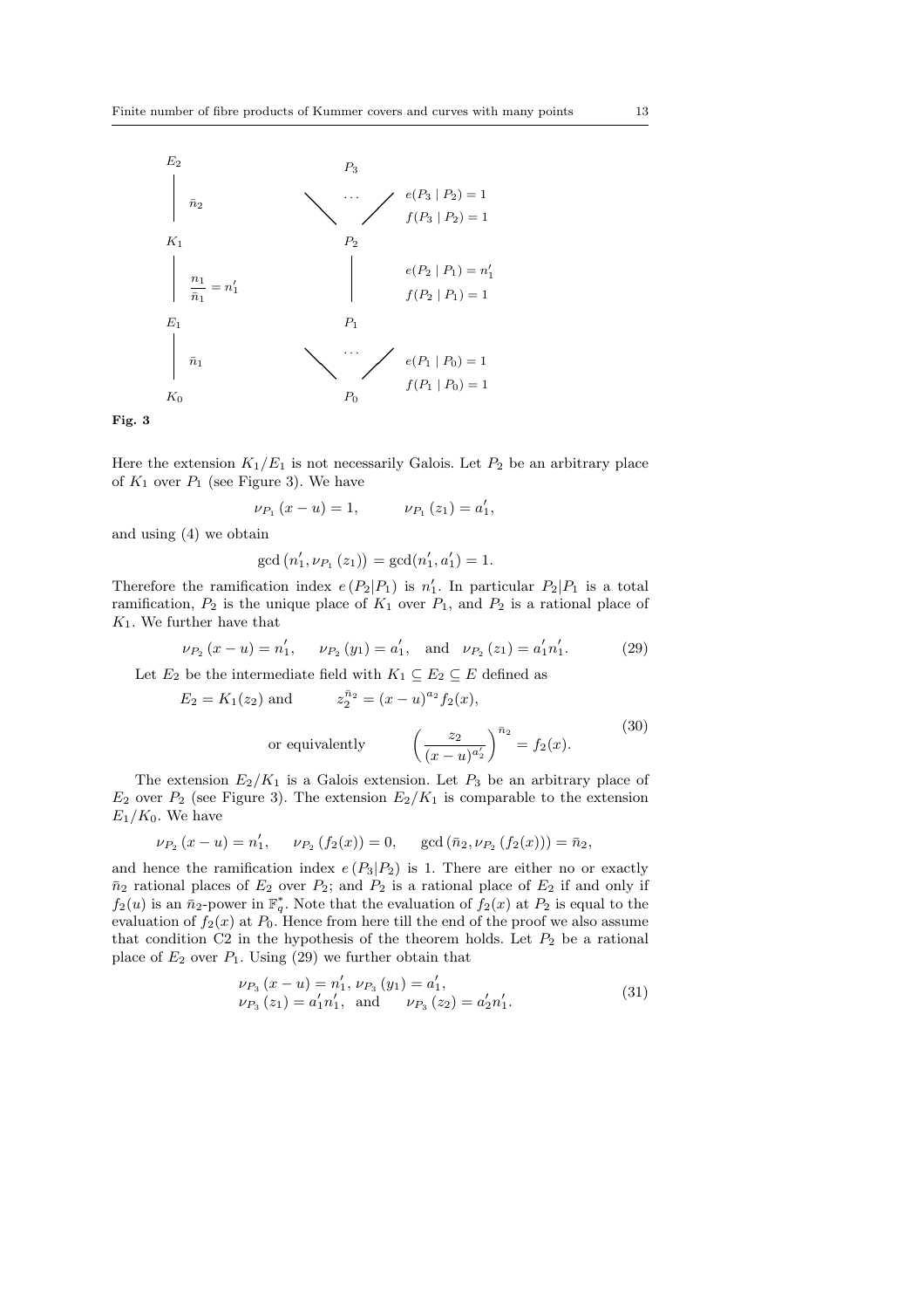$$
\begin{array}{lcl}
E_2 & & P_3 \\
\Big| \; \bar{n}_2 & \diagdown \;\cdots\; \diagup & e(P_3 \mid P_2) = 1, \; f(P_3 \mid P_2) = 1 \\
K_1 & & P_2 \\
\Big| \; \dfrac{n_1}{\bar{n}_1} = n_1' & \Big| & e(P_2 \mid P_1) = n_1', \; f(P_2 \mid P_1) = 1 \\
E_1 & & P_1 \\
\Big| \; \bar{n}_1 & \diagdown \;\cdots\; \diagup & e(P_1 \mid P_0) = 1, \; f(P_1 \mid P_0) = 1 \\
K_0 & & P_0
\end{array}
$$

**Fig. 3**

Here the extension $K_1/E_1$ is not necessarily Galois. Let $P_2$ be an arbitrary place of $K_1$ over $P_1$ (see Figure 3). We have

$$\nu_{P_1}(x-u) = 1, \qquad \nu_{P_1}(z_1) = a_1',$$

and using (4) we obtain

$$\gcd\left(n_1', \nu_{P_1}(z_1)\right) = \gcd(n_1', a_1') = 1.$$

Therefore the ramification index $e(P_2|P_1)$ is $n_1'$. In particular $P_2|P_1$ is a total ramification, $P_2$ is the unique place of $K_1$ over $P_1$, and $P_2$ is a rational place of $K_1$. We further have that

$$\nu_{P_2}(x-u) = n_1', \quad \nu_{P_2}(y_1) = a_1', \quad \text{and} \quad \nu_{P_2}(z_1) = a_1' n_1'. \tag{29}$$

Let $E_2$ be the intermediate field with $K_1 \subseteq E_2 \subseteq E$ defined as

$$E_2 = K_1(z_2) \text{ and } \qquad z_2^{\bar{n}_2} = (x-u)^{a_2} f_2(x),$$

$$\text{or equivalently} \qquad \left(\frac{z_2}{(x-u)^{a_2'}}\right)^{\bar{n}_2} = f_2(x). \tag{30}$$

The extension $E_2/K_1$ is a Galois extension. Let $P_3$ be an arbitrary place of $E_2$ over $P_2$ (see Figure 3). The extension $E_2/K_1$ is comparable to the extension $E_1/K_0$. We have

$$\nu_{P_2}(x-u) = n_1', \quad \nu_{P_2}(f_2(x)) = 0, \quad \gcd\left(\bar{n}_2, \nu_{P_2}(f_2(x))\right) = \bar{n}_2,$$

and hence the ramification index $e(P_3|P_2)$ is 1. There are either no or exactly $\bar{n}_2$ rational places of $E_2$ over $P_2$; and $P_2$ is a rational place of $E_2$ if and only if $f_2(u)$ is an $\bar{n}_2$-power in $\mathbb{F}_q^*$. Note that the evaluation of $f_2(x)$ at $P_2$ is equal to the evaluation of $f_2(x)$ at $P_0$. Hence from here till the end of the proof we also assume that condition C2 in the hypothesis of the theorem holds. Let $P_2$ be a rational place of $E_2$ over $P_1$. Using (29) we further obtain that

$$\begin{aligned} &\nu_{P_3}(x-u) = n_1', \; \nu_{P_3}(y_1) = a_1', \\ &\nu_{P_3}(z_1) = a_1' n_1', \; \text{and} \qquad \nu_{P_3}(z_2) = a_2' n_1'. \end{aligned} \tag{31}$$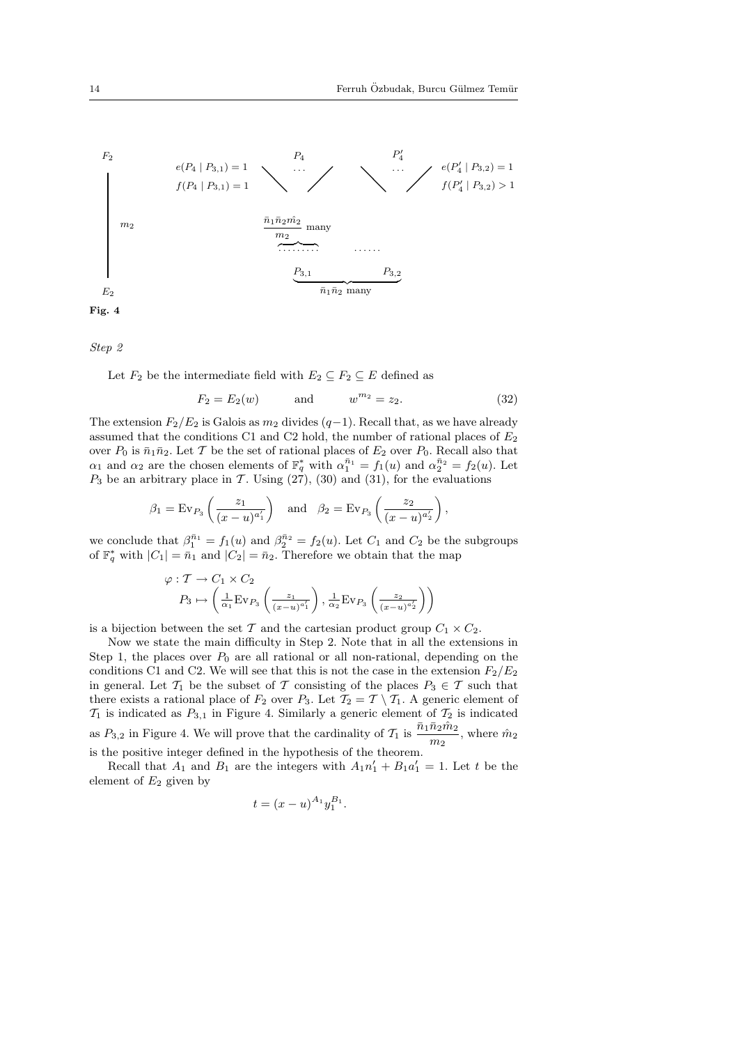$F_2$

$m_2$

$E_2$

$e(P_4 \mid P_{3,1}) = 1$ $\quad$ $f(P_4 \mid P_{3,1}) = 1$ $\quad$ $P_4$ $\quad$ $P_4'$ $\quad$ $e(P_4' \mid P_{3,2}) = 1$ $\quad$ $f(P_4' \mid P_{3,2}) > 1$

$\dfrac{\bar{n}_1\bar{n}_2\hat{m}_2}{m_2}$ many

$P_{3,1}$ $\quad$ $P_{3,2}$

$\bar{n}_1\bar{n}_2$ many

**Fig. 4**

*Step 2*

Let $F_2$ be the intermediate field with $E_2 \subseteq F_2 \subseteq E$ defined as

$$F_2 = E_2(w) \qquad \text{and} \qquad w^{m_2} = z_2. \tag{32}$$

The extension $F_2/E_2$ is Galois as $m_2$ divides $(q-1)$. Recall that, as we have already assumed that the conditions C1 and C2 hold, the number of rational places of $E_2$ over $P_0$ is $\bar{n}_1\bar{n}_2$. Let $\mathcal{T}$ be the set of rational places of $E_2$ over $P_0$. Recall also that $\alpha_1$ and $\alpha_2$ are the chosen elements of $\mathbb{F}_q^*$ with $\alpha_1^{\bar{n}_1} = f_1(u)$ and $\alpha_2^{\bar{n}_2} = f_2(u)$. Let $P_3$ be an arbitrary place in $\mathcal{T}$. Using (27), (30) and (31), for the evaluations

$$\beta_1 = \mathrm{Ev}_{P_3}\left(\frac{z_1}{(x-u)^{a_1'}}\right) \quad \text{and} \quad \beta_2 = \mathrm{Ev}_{P_3}\left(\frac{z_2}{(x-u)^{a_2'}}\right),$$

we conclude that $\beta_1^{\bar{n}_1} = f_1(u)$ and $\beta_2^{\bar{n}_2} = f_2(u)$. Let $C_1$ and $C_2$ be the subgroups of $\mathbb{F}_q^*$ with $|C_1| = \bar{n}_1$ and $|C_2| = \bar{n}_2$. Therefore we obtain that the map

$$\begin{aligned}
\varphi : \mathcal{T} &\to C_1 \times C_2 \\
P_3 &\mapsto \left(\tfrac{1}{\alpha_1}\mathrm{Ev}_{P_3}\left(\tfrac{z_1}{(x-u)^{a_1'}}\right), \tfrac{1}{\alpha_2}\mathrm{Ev}_{P_3}\left(\tfrac{z_2}{(x-u)^{a_2'}}\right)\right)
\end{aligned}$$

is a bijection between the set $\mathcal{T}$ and the cartesian product group $C_1 \times C_2$.

Now we state the main difficulty in Step 2. Note that in all the extensions in Step 1, the places over $P_0$ are all rational or all non-rational, depending on the conditions C1 and C2. We will see that this is not the case in the extension $F_2/E_2$ in general. Let $\mathcal{T}_1$ be the subset of $\mathcal{T}$ consisting of the places $P_3 \in \mathcal{T}$ such that there exists a rational place of $F_2$ over $P_3$. Let $\mathcal{T}_2 = \mathcal{T} \setminus \mathcal{T}_1$. A generic element of $\mathcal{T}_1$ is indicated as $P_{3,1}$ in Figure 4. Similarly a generic element of $\mathcal{T}_2$ is indicated as $P_{3,2}$ in Figure 4. We will prove that the cardinality of $\mathcal{T}_1$ is $\dfrac{\bar{n}_1\bar{n}_2\hat{m}_2}{m_2}$, where $\hat{m}_2$ is the positive integer defined in the hypothesis of the theorem.

Recall that $A_1$ and $B_1$ are the integers with $A_1 n_1' + B_1 a_1' = 1$. Let $t$ be the element of $E_2$ given by

$$t = (x-u)^{A_1} y_1^{B_1}.$$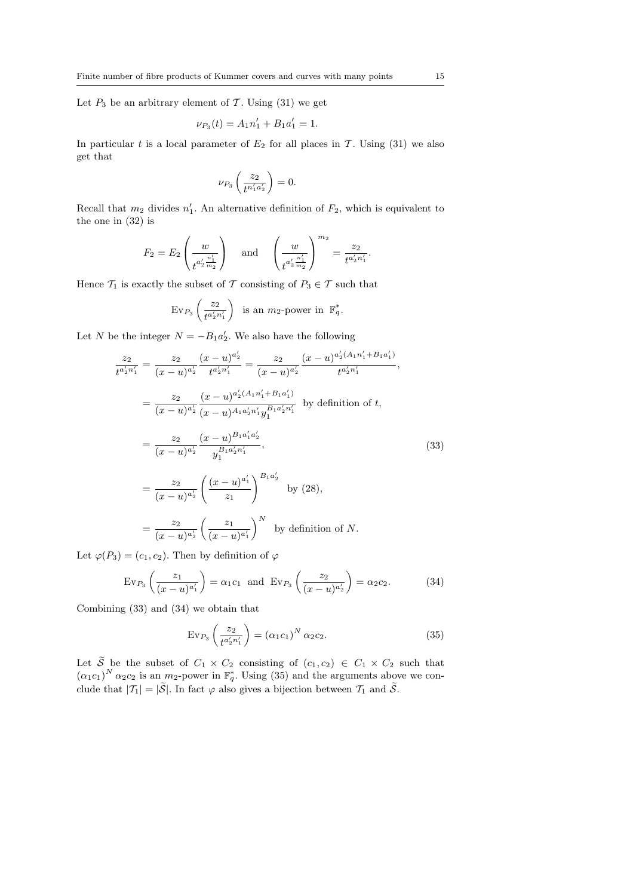Let $P_3$ be an arbitrary element of $\mathcal{T}$. Using (31) we get

$$\nu_{P_3}(t) = A_1 n_1' + B_1 a_1' = 1.$$

In particular $t$ is a local parameter of $E_2$ for all places in $\mathcal{T}$. Using (31) we also get that

$$\nu_{P_3}\left(\frac{z_2}{t^{n_1' a_2'}}\right) = 0.$$

Recall that $m_2$ divides $n_1'$. An alternative definition of $F_2$, which is equivalent to the one in (32) is

$$F_2 = E_2\left(\frac{w}{t^{a_2' \frac{n_1'}{m_2}}}\right) \quad \text{and} \quad \left(\frac{w}{t^{a_2' \frac{n_1'}{m_2}}}\right)^{m_2} = \frac{z_2}{t^{a_2' n_1'}}.$$

Hence $\mathcal{T}_1$ is exactly the subset of $\mathcal{T}$ consisting of $P_3 \in \mathcal{T}$ such that

$$\mathrm{Ev}_{P_3}\left(\frac{z_2}{t^{a_2' n_1'}}\right) \text{ is an } m_2\text{-power in } \mathbb{F}_q^*.$$

Let $N$ be the integer $N = -B_1 a_2'$. We also have the following

$$\begin{aligned}
\frac{z_2}{t^{a_2' n_1'}} &= \frac{z_2}{(x-u)^{a_2'}} \frac{(x-u)^{a_2'}}{t^{a_2' n_1'}} = \frac{z_2}{(x-u)^{a_2'}} \frac{(x-u)^{a_2'(A_1 n_1' + B_1 a_1')}}{t^{a_2' n_1'}}, \\
&= \frac{z_2}{(x-u)^{a_2'}} \frac{(x-u)^{a_2'(A_1 n_1' + B_1 a_1')}}{(x-u)^{A_1 a_2' n_1'} y_1^{B_1 a_2' n_1'}} \text{ by definition of } t, \\
&= \frac{z_2}{(x-u)^{a_2'}} \frac{(x-u)^{B_1 a_1' a_2'}}{y_1^{B_1 a_2' n_1'}}, \qquad (33) \\
&= \frac{z_2}{(x-u)^{a_2'}} \left(\frac{(x-u)^{a_1'}}{z_1}\right)^{B_1 a_2'} \text{ by (28)}, \\
&= \frac{z_2}{(x-u)^{a_2'}} \left(\frac{z_1}{(x-u)^{a_1'}}\right)^{N} \text{ by definition of } N.
\end{aligned}$$

Let $\varphi(P_3) = (c_1, c_2)$. Then by definition of $\varphi$

$$\mathrm{Ev}_{P_3}\left(\frac{z_1}{(x-u)^{a_1'}}\right) = \alpha_1 c_1 \text{ and } \mathrm{Ev}_{P_3}\left(\frac{z_2}{(x-u)^{a_2'}}\right) = \alpha_2 c_2. \qquad (34)$$

Combining (33) and (34) we obtain that

$$\mathrm{Ev}_{P_3}\left(\frac{z_2}{t^{a_2' n_1'}}\right) = (\alpha_1 c_1)^N \alpha_2 c_2. \qquad (35)$$

Let $\widetilde{\mathcal{S}}$ be the subset of $C_1 \times C_2$ consisting of $(c_1, c_2) \in C_1 \times C_2$ such that $(\alpha_1 c_1)^N \alpha_2 c_2$ is an $m_2$-power in $\mathbb{F}_q^*$. Using (35) and the arguments above we conclude that $|\mathcal{T}_1| = |\widetilde{\mathcal{S}}|$. In fact $\varphi$ also gives a bijection between $\mathcal{T}_1$ and $\widetilde{\mathcal{S}}$.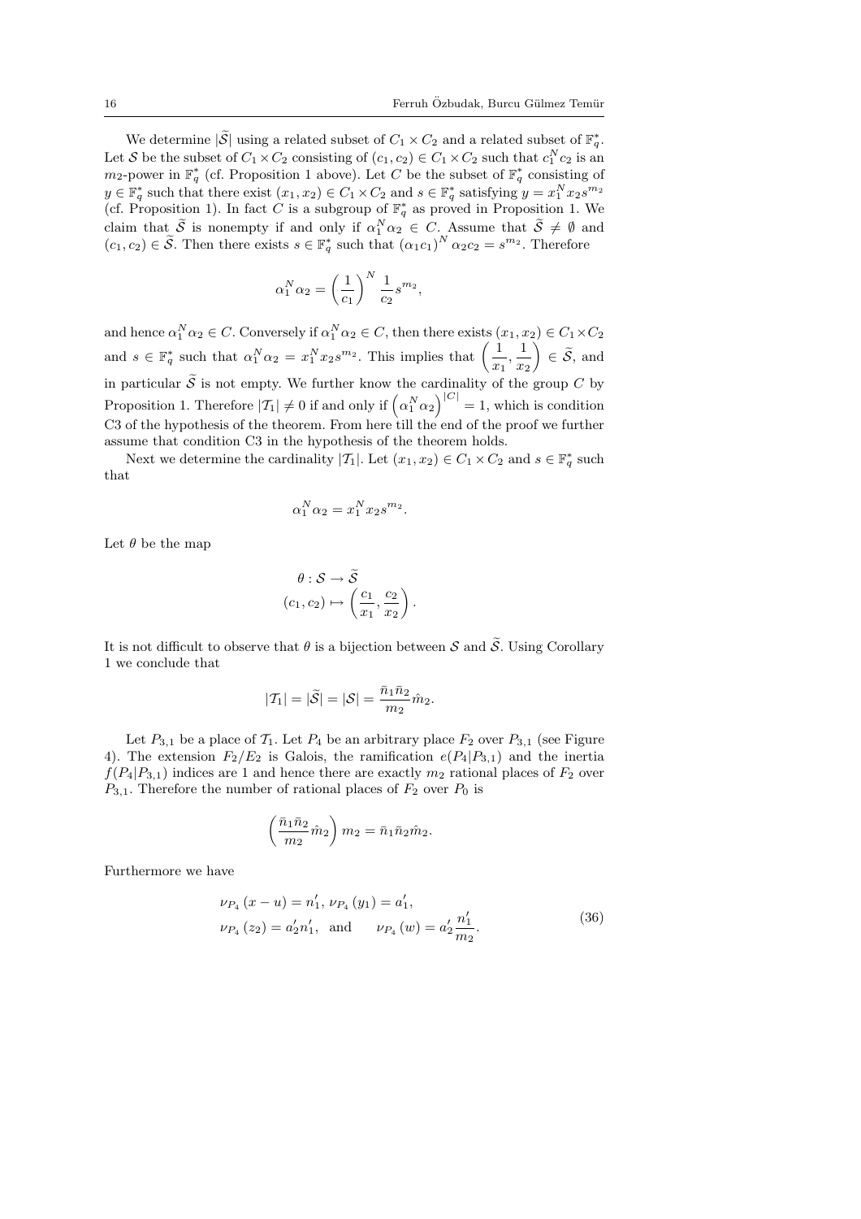We determine $|\widetilde{\mathcal{S}}|$ using a related subset of $C_1 \times C_2$ and a related subset of $\mathbb{F}_q^*$. Let $\mathcal{S}$ be the subset of $C_1 \times C_2$ consisting of $(c_1, c_2) \in C_1 \times C_2$ such that $c_1^N c_2$ is an $m_2$-power in $\mathbb{F}_q^*$ (cf. Proposition 1 above). Let $C$ be the subset of $\mathbb{F}_q^*$ consisting of $y \in \mathbb{F}_q^*$ such that there exist $(x_1, x_2) \in C_1 \times C_2$ and $s \in \mathbb{F}_q^*$ satisfying $y = x_1^N x_2 s^{m_2}$ (cf. Proposition 1). In fact $C$ is a subgroup of $\mathbb{F}_q^*$ as proved in Proposition 1. We claim that $\widetilde{\mathcal{S}}$ is nonempty if and only if $\alpha_1^N \alpha_2 \in C$. Assume that $\widetilde{\mathcal{S}} \neq \emptyset$ and $(c_1, c_2) \in \widetilde{\mathcal{S}}$. Then there exists $s \in \mathbb{F}_q^*$ such that $(\alpha_1 c_1)^N \alpha_2 c_2 = s^{m_2}$. Therefore

$$\alpha_1^N \alpha_2 = \left(\frac{1}{c_1}\right)^N \frac{1}{c_2} s^{m_2},$$

and hence $\alpha_1^N \alpha_2 \in C$. Conversely if $\alpha_1^N \alpha_2 \in C$, then there exists $(x_1, x_2) \in C_1 \times C_2$ and $s \in \mathbb{F}_q^*$ such that $\alpha_1^N \alpha_2 = x_1^N x_2 s^{m_2}$. This implies that $\left(\dfrac{1}{x_1}, \dfrac{1}{x_2}\right) \in \widetilde{\mathcal{S}}$, and in particular $\widetilde{\mathcal{S}}$ is not empty. We further know the cardinality of the group $C$ by Proposition 1. Therefore $|\mathcal{T}_1| \neq 0$ if and only if $\left(\alpha_1^N \alpha_2\right)^{|C|} = 1$, which is condition C3 of the hypothesis of the theorem. From here till the end of the proof we further assume that condition C3 in the hypothesis of the theorem holds.

Next we determine the cardinality $|\mathcal{T}_1|$. Let $(x_1, x_2) \in C_1 \times C_2$ and $s \in \mathbb{F}_q^*$ such that

$$\alpha_1^N \alpha_2 = x_1^N x_2 s^{m_2}.$$

Let $\theta$ be the map

$$\begin{aligned} \theta : \mathcal{S} &\to \widetilde{\mathcal{S}} \\ (c_1, c_2) &\mapsto \left(\frac{c_1}{x_1}, \frac{c_2}{x_2}\right). \end{aligned}$$

It is not difficult to observe that $\theta$ is a bijection between $\mathcal{S}$ and $\widetilde{\mathcal{S}}$. Using Corollary 1 we conclude that

$$|\mathcal{T}_1| = |\widetilde{\mathcal{S}}| = |\mathcal{S}| = \frac{\bar{n}_1 \bar{n}_2}{m_2} \hat{m}_2.$$

Let $P_{3,1}$ be a place of $\mathcal{T}_1$. Let $P_4$ be an arbitrary place $F_2$ over $P_{3,1}$ (see Figure 4). The extension $F_2/E_2$ is Galois, the ramification $e(P_4|P_{3,1})$ and the inertia $f(P_4|P_{3,1})$ indices are 1 and hence there are exactly $m_2$ rational places of $F_2$ over $P_{3,1}$. Therefore the number of rational places of $F_2$ over $P_0$ is

$$\left(\frac{\bar{n}_1 \bar{n}_2}{m_2} \hat{m}_2\right) m_2 = \bar{n}_1 \bar{n}_2 \hat{m}_2.$$

Furthermore we have

$$\begin{aligned} &\nu_{P_4}(x-u) = n_1', \; \nu_{P_4}(y_1) = a_1', \\ &\nu_{P_4}(z_2) = a_2' n_1', \quad \text{and} \qquad \nu_{P_4}(w) = a_2' \frac{n_1'}{m_2}. \end{aligned} \tag{36}$$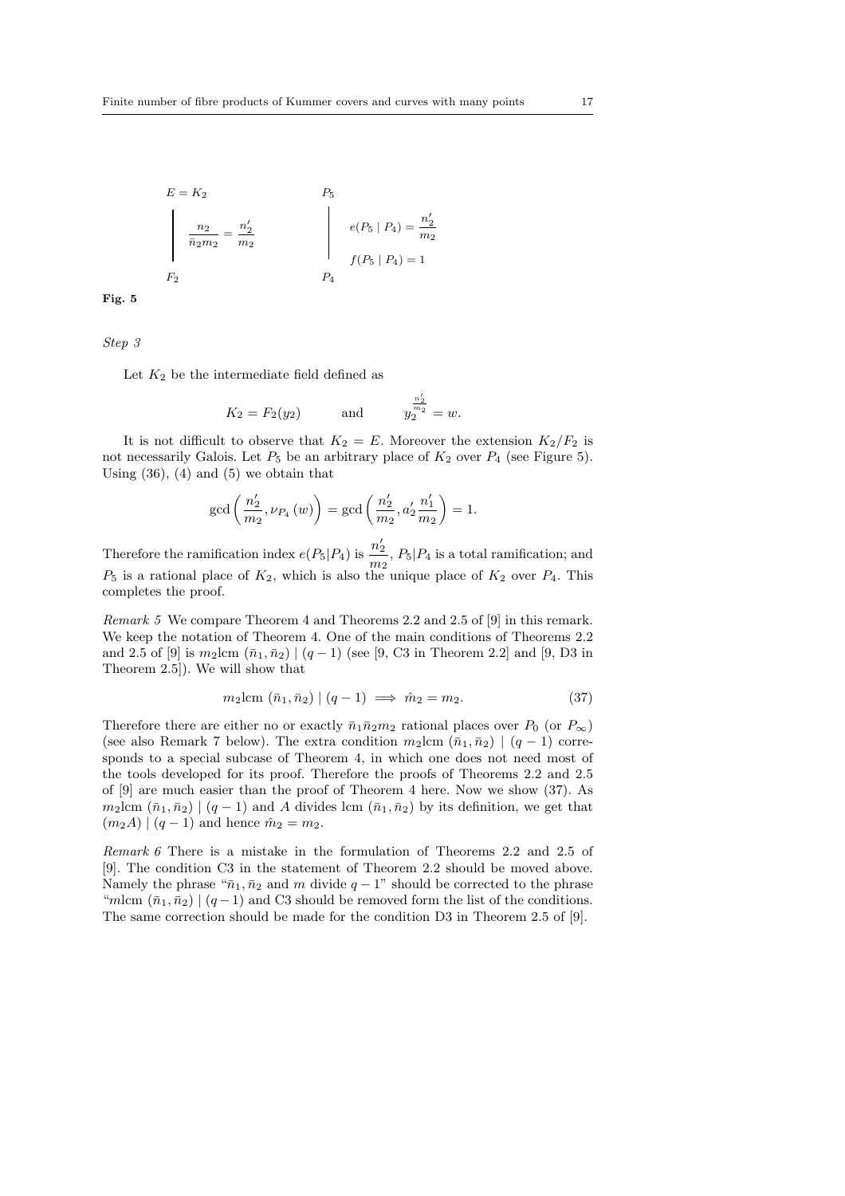$$
\begin{array}{ccc}
E = K_2 & & P_5 \\
\Bigg| \; \dfrac{n_2}{\bar{n}_2 m_2} = \dfrac{n_2'}{m_2} & \qquad & \Bigg| \; \begin{array}{l} e(P_5 \mid P_4) = \dfrac{n_2'}{m_2} \\ f(P_5 \mid P_4) = 1 \end{array} \\
F_2 & & P_4
\end{array}
$$

**Fig. 5**

*Step 3*

Let $K_2$ be the intermediate field defined as

$$K_2 = F_2(y_2) \qquad \text{and} \qquad y_2^{\frac{n_2'}{m_2}} = w.$$

It is not difficult to observe that $K_2 = E$. Moreover the extension $K_2/F_2$ is not necessarily Galois. Let $P_5$ be an arbitrary place of $K_2$ over $P_4$ (see Figure 5). Using (36), (4) and (5) we obtain that

$$\gcd\left(\frac{n_2'}{m_2}, \nu_{P_4}(w)\right) = \gcd\left(\frac{n_2'}{m_2}, a_2' \frac{n_1'}{m_2}\right) = 1.$$

Therefore the ramification index $e(P_5|P_4)$ is $\dfrac{n_2'}{m_2}$, $P_5|P_4$ is a total ramification; and $P_5$ is a rational place of $K_2$, which is also the unique place of $K_2$ over $P_4$. This completes the proof.

*Remark 5* We compare Theorem 4 and Theorems 2.2 and 2.5 of [9] in this remark. We keep the notation of Theorem 4. One of the main conditions of Theorems 2.2 and 2.5 of [9] is $m_2 \text{lcm}\,(\bar{n}_1, \bar{n}_2) \mid (q-1)$ (see [9, C3 in Theorem 2.2] and [9, D3 in Theorem 2.5]). We will show that

$$m_2 \text{lcm}\,(\bar{n}_1, \bar{n}_2) \mid (q-1) \implies \hat{m}_2 = m_2. \tag{37}$$

Therefore there are either no or exactly $\bar{n}_1 \bar{n}_2 m_2$ rational places over $P_0$ (or $P_\infty$) (see also Remark 7 below). The extra condition $m_2 \text{lcm}\,(\bar{n}_1, \bar{n}_2) \mid (q-1)$ corresponds to a special subcase of Theorem 4, in which one does not need most of the tools developed for its proof. Therefore the proofs of Theorems 2.2 and 2.5 of [9] are much easier than the proof of Theorem 4 here. Now we show (37). As $m_2 \text{lcm}\,(\bar{n}_1, \bar{n}_2) \mid (q-1)$ and $A$ divides $\text{lcm}\,(\bar{n}_1, \bar{n}_2)$ by its definition, we get that $(m_2 A) \mid (q-1)$ and hence $\hat{m}_2 = m_2$.

*Remark 6* There is a mistake in the formulation of Theorems 2.2 and 2.5 of [9]. The condition C3 in the statement of Theorem 2.2 should be moved above. Namely the phrase "$\bar{n}_1, \bar{n}_2$ and $m$ divide $q-1$" should be corrected to the phrase "$m \text{lcm}\,(\bar{n}_1, \bar{n}_2) \mid (q-1)$ and C3 should be removed form the list of the conditions. The same correction should be made for the condition D3 in Theorem 2.5 of [9].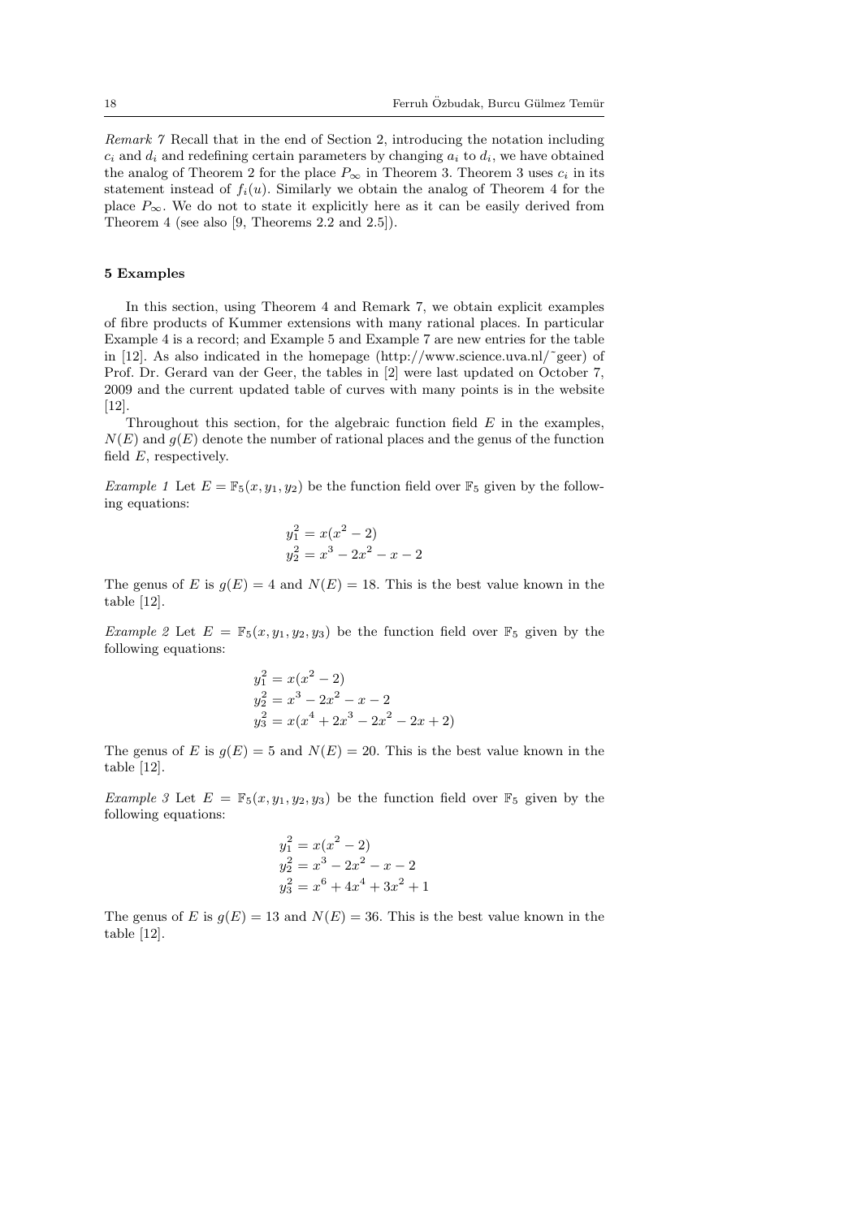*Remark 7* Recall that in the end of Section 2, introducing the notation including $c_i$ and $d_i$ and redefining certain parameters by changing $a_i$ to $d_i$, we have obtained the analog of Theorem 2 for the place $P_\infty$ in Theorem 3. Theorem 3 uses $c_i$ in its statement instead of $f_i(u)$. Similarly we obtain the analog of Theorem 4 for the place $P_\infty$. We do not to state it explicitly here as it can be easily derived from Theorem 4 (see also [9, Theorems 2.2 and 2.5]).

## 5 Examples

In this section, using Theorem 4 and Remark 7, we obtain explicit examples of fibre products of Kummer extensions with many rational places. In particular Example 4 is a record; and Example 5 and Example 7 are new entries for the table in [12]. As also indicated in the homepage (http://www.science.uva.nl/˜geer) of Prof. Dr. Gerard van der Geer, the tables in [2] were last updated on October 7, 2009 and the current updated table of curves with many points is in the website [12].

Throughout this section, for the algebraic function field $E$ in the examples, $N(E)$ and $g(E)$ denote the number of rational places and the genus of the function field $E$, respectively.

*Example 1* Let $E = \mathbb{F}_5(x, y_1, y_2)$ be the function field over $\mathbb{F}_5$ given by the following equations:

$$
\begin{aligned}
y_1^2 &= x(x^2 - 2) \\
y_2^2 &= x^3 - 2x^2 - x - 2
\end{aligned}
$$

The genus of $E$ is $g(E) = 4$ and $N(E) = 18$. This is the best value known in the table [12].

*Example 2* Let $E = \mathbb{F}_5(x, y_1, y_2, y_3)$ be the function field over $\mathbb{F}_5$ given by the following equations:

$$
\begin{aligned}
y_1^2 &= x(x^2 - 2) \\
y_2^2 &= x^3 - 2x^2 - x - 2 \\
y_3^2 &= x(x^4 + 2x^3 - 2x^2 - 2x + 2)
\end{aligned}
$$

The genus of $E$ is $g(E) = 5$ and $N(E) = 20$. This is the best value known in the table [12].

*Example 3* Let $E = \mathbb{F}_5(x, y_1, y_2, y_3)$ be the function field over $\mathbb{F}_5$ given by the following equations:

$$
\begin{aligned}
y_1^2 &= x(x^2 - 2) \\
y_2^2 &= x^3 - 2x^2 - x - 2 \\
y_3^2 &= x^6 + 4x^4 + 3x^2 + 1
\end{aligned}
$$

The genus of $E$ is $g(E) = 13$ and $N(E) = 36$. This is the best value known in the table [12].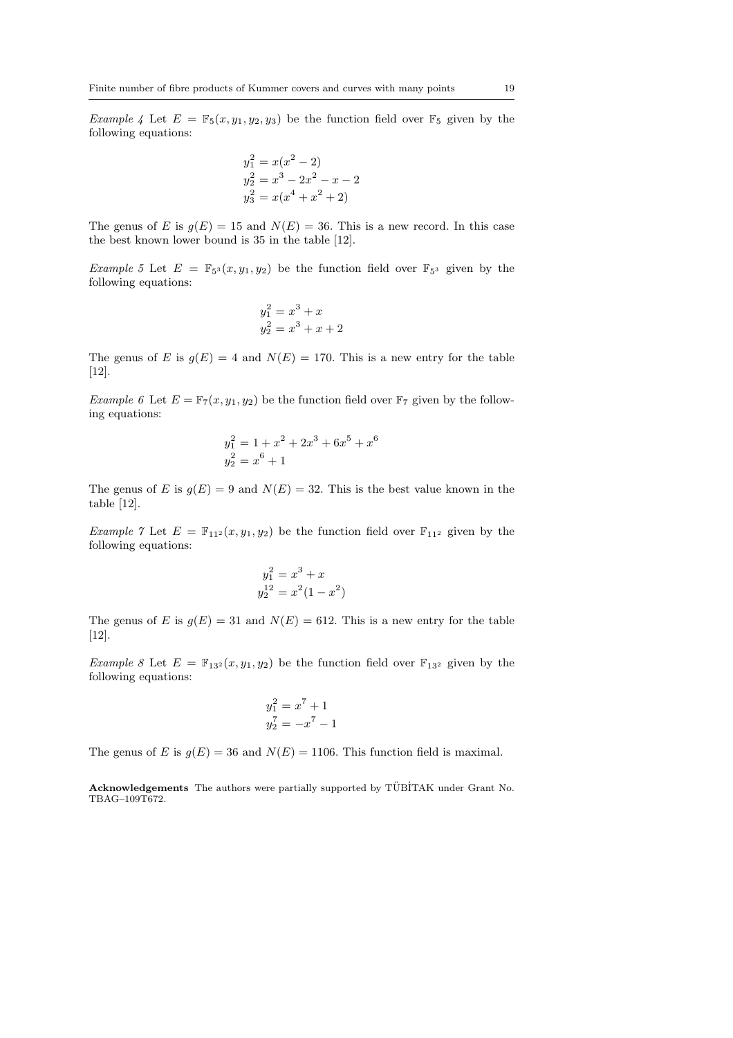*Example 4* Let $E = \mathbb{F}_5(x, y_1, y_2, y_3)$ be the function field over $\mathbb{F}_5$ given by the following equations:

$$\begin{aligned}
y_1^2 &= x(x^2 - 2) \\
y_2^2 &= x^3 - 2x^2 - x - 2 \\
y_3^2 &= x(x^4 + x^2 + 2)
\end{aligned}$$

The genus of $E$ is $g(E) = 15$ and $N(E) = 36$. This is a new record. In this case the best known lower bound is 35 in the table [12].

*Example 5* Let $E = \mathbb{F}_{5^3}(x, y_1, y_2)$ be the function field over $\mathbb{F}_{5^3}$ given by the following equations:

$$\begin{aligned}
y_1^2 &= x^3 + x \\
y_2^2 &= x^3 + x + 2
\end{aligned}$$

The genus of $E$ is $g(E) = 4$ and $N(E) = 170$. This is a new entry for the table [12].

*Example 6* Let $E = \mathbb{F}_7(x, y_1, y_2)$ be the function field over $\mathbb{F}_7$ given by the following equations:

$$\begin{aligned}
y_1^2 &= 1 + x^2 + 2x^3 + 6x^5 + x^6 \\
y_2^2 &= x^6 + 1
\end{aligned}$$

The genus of $E$ is $g(E) = 9$ and $N(E) = 32$. This is the best value known in the table [12].

*Example 7* Let $E = \mathbb{F}_{11^2}(x, y_1, y_2)$ be the function field over $\mathbb{F}_{11^2}$ given by the following equations:

$$\begin{aligned}
y_1^2 &= x^3 + x \\
y_2^{12} &= x^2(1 - x^2)
\end{aligned}$$

The genus of $E$ is $g(E) = 31$ and $N(E) = 612$. This is a new entry for the table [12].

*Example 8* Let $E = \mathbb{F}_{13^2}(x, y_1, y_2)$ be the function field over $\mathbb{F}_{13^2}$ given by the following equations:

$$\begin{aligned}
y_1^2 &= x^7 + 1 \\
y_2^7 &= -x^7 - 1
\end{aligned}$$

The genus of $E$ is $g(E) = 36$ and $N(E) = 1106$. This function field is maximal.

**Acknowledgements** The authors were partially supported by TÜBİTAK under Grant No. TBAG–109T672.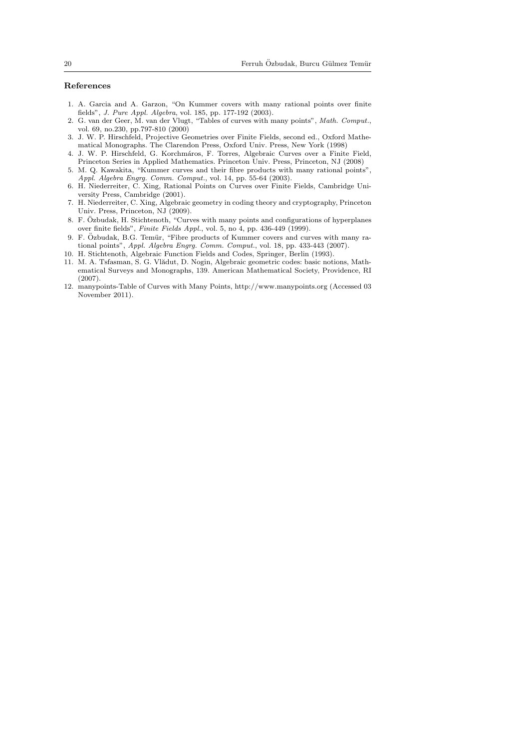## References

1. A. Garcia and A. Garzon, "On Kummer covers with many rational points over finite fields", *J. Pure Appl. Algebra*, vol. 185, pp. 177-192 (2003).
2. G. van der Geer, M. van der Vlugt, "Tables of curves with many points", *Math. Comput.*, vol. 69, no.230, pp.797-810 (2000)
3. J. W. P. Hirschfeld, Projective Geometries over Finite Fields, second ed., Oxford Mathematical Monographs. The Clarendon Press, Oxford Univ. Press, New York (1998)
4. J. W. P. Hirschfeld, G. Korchmáros, F. Torres, Algebraic Curves over a Finite Field, Princeton Series in Applied Mathematics. Princeton Univ. Press, Princeton, NJ (2008)
5. M. Q. Kawakita, "Kummer curves and their fibre products with many rational points", *Appl. Algebra Engrg. Comm. Comput.*, vol. 14, pp. 55-64 (2003).
6. H. Niederreiter, C. Xing, Rational Points on Curves over Finite Fields, Cambridge University Press, Cambridge (2001).
7. H. Niederreiter, C. Xing, Algebraic geometry in coding theory and cryptography, Princeton Univ. Press, Princeton, NJ (2009).
8. F. Özbudak, H. Stichtenoth, "Curves with many points and configurations of hyperplanes over finite fields", *Finite Fields Appl.*, vol. 5, no 4, pp. 436-449 (1999).
9. F. Özbudak, B.G. Temür, "Fibre products of Kummer covers and curves with many rational points", *Appl. Algebra Engrg. Comm. Comput.*, vol. 18, pp. 433-443 (2007).
10. H. Stichtenoth, Algebraic Function Fields and Codes, Springer, Berlin (1993).
11. M. A. Tsfasman, S. G. Vlădut, D. Nogin, Algebraic geometric codes: basic notions, Mathematical Surveys and Monographs, 139. American Mathematical Society, Providence, RI (2007).
12. manypoints-Table of Curves with Many Points, http://www.manypoints.org (Accessed 03 November 2011).